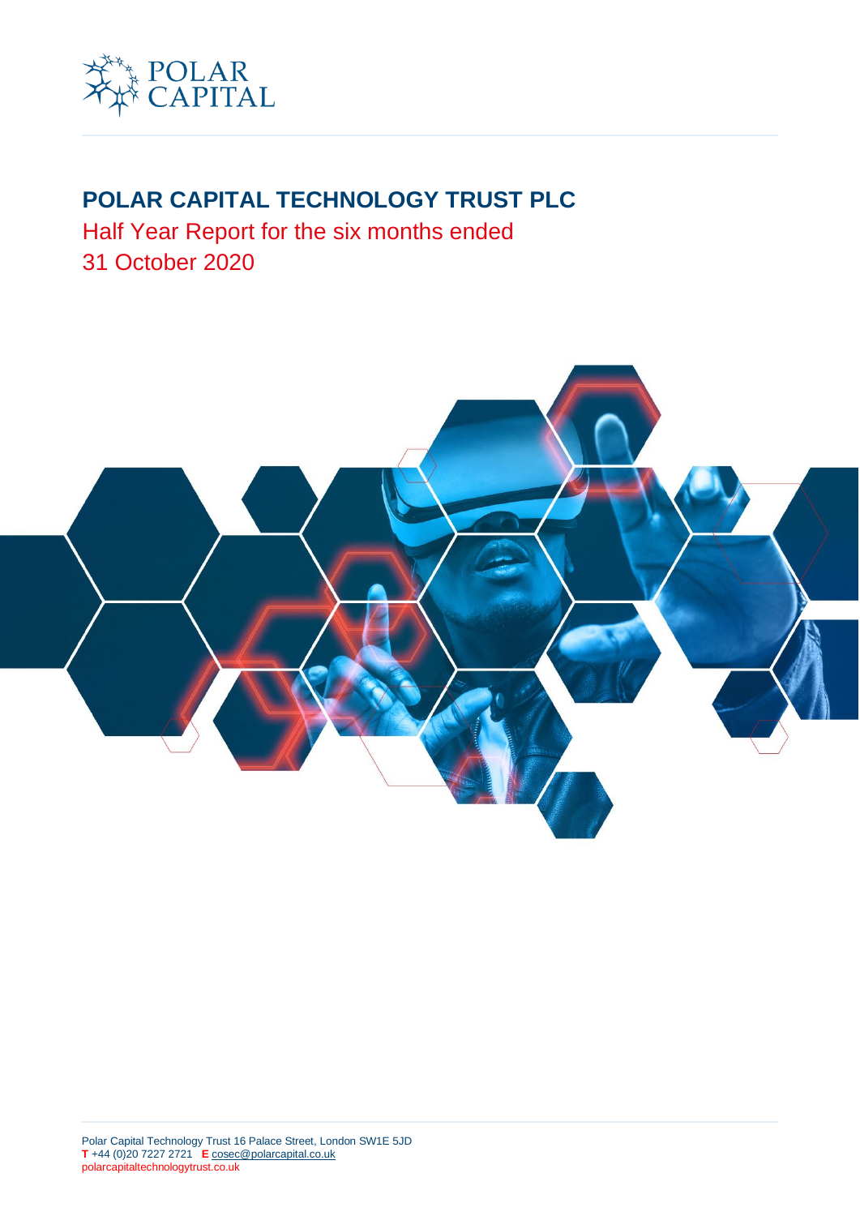POLAR CAPITAL

# POLAR CAPITAL TECHNOLOGY TRUST PLC

## Half Year Report for the six months ended 31 October 2020

Polar Capital Technology Trust 16 Palace Street, London SW1E 5JD
**T** +44 (0)20 7227 2721 **E** cosec@polarcapital.co.uk
polarcapitaltechnologytrust.co.uk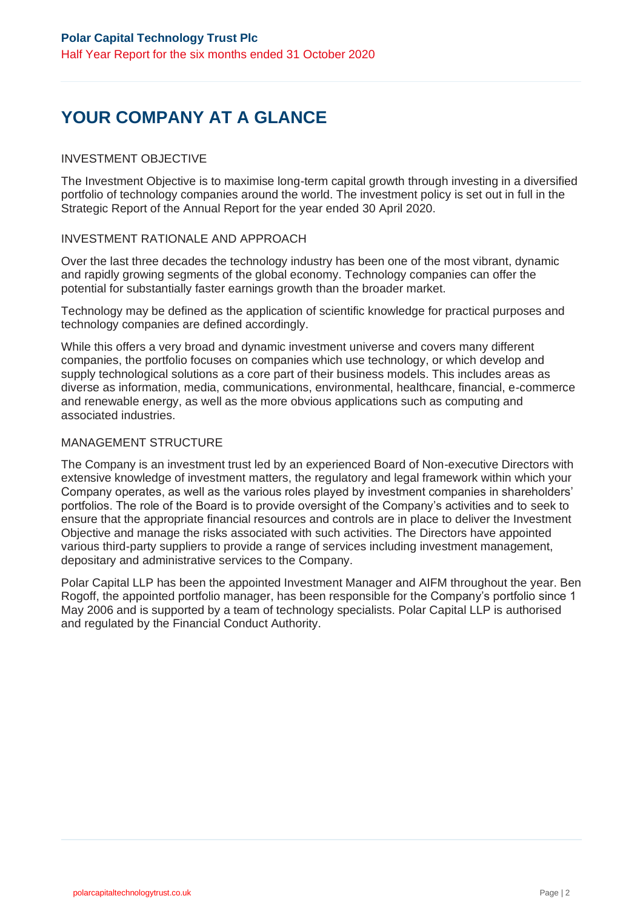# YOUR COMPANY AT A GLANCE

## INVESTMENT OBJECTIVE

The Investment Objective is to maximise long-term capital growth through investing in a diversified portfolio of technology companies around the world. The investment policy is set out in full in the Strategic Report of the Annual Report for the year ended 30 April 2020.

## INVESTMENT RATIONALE AND APPROACH

Over the last three decades the technology industry has been one of the most vibrant, dynamic and rapidly growing segments of the global economy. Technology companies can offer the potential for substantially faster earnings growth than the broader market.

Technology may be defined as the application of scientific knowledge for practical purposes and technology companies are defined accordingly.

While this offers a very broad and dynamic investment universe and covers many different companies, the portfolio focuses on companies which use technology, or which develop and supply technological solutions as a core part of their business models. This includes areas as diverse as information, media, communications, environmental, healthcare, financial, e-commerce and renewable energy, as well as the more obvious applications such as computing and associated industries.

## MANAGEMENT STRUCTURE

The Company is an investment trust led by an experienced Board of Non-executive Directors with extensive knowledge of investment matters, the regulatory and legal framework within which your Company operates, as well as the various roles played by investment companies in shareholders' portfolios. The role of the Board is to provide oversight of the Company's activities and to seek to ensure that the appropriate financial resources and controls are in place to deliver the Investment Objective and manage the risks associated with such activities. The Directors have appointed various third-party suppliers to provide a range of services including investment management, depositary and administrative services to the Company.

Polar Capital LLP has been the appointed Investment Manager and AIFM throughout the year. Ben Rogoff, the appointed portfolio manager, has been responsible for the Company's portfolio since 1 May 2006 and is supported by a team of technology specialists. Polar Capital LLP is authorised and regulated by the Financial Conduct Authority.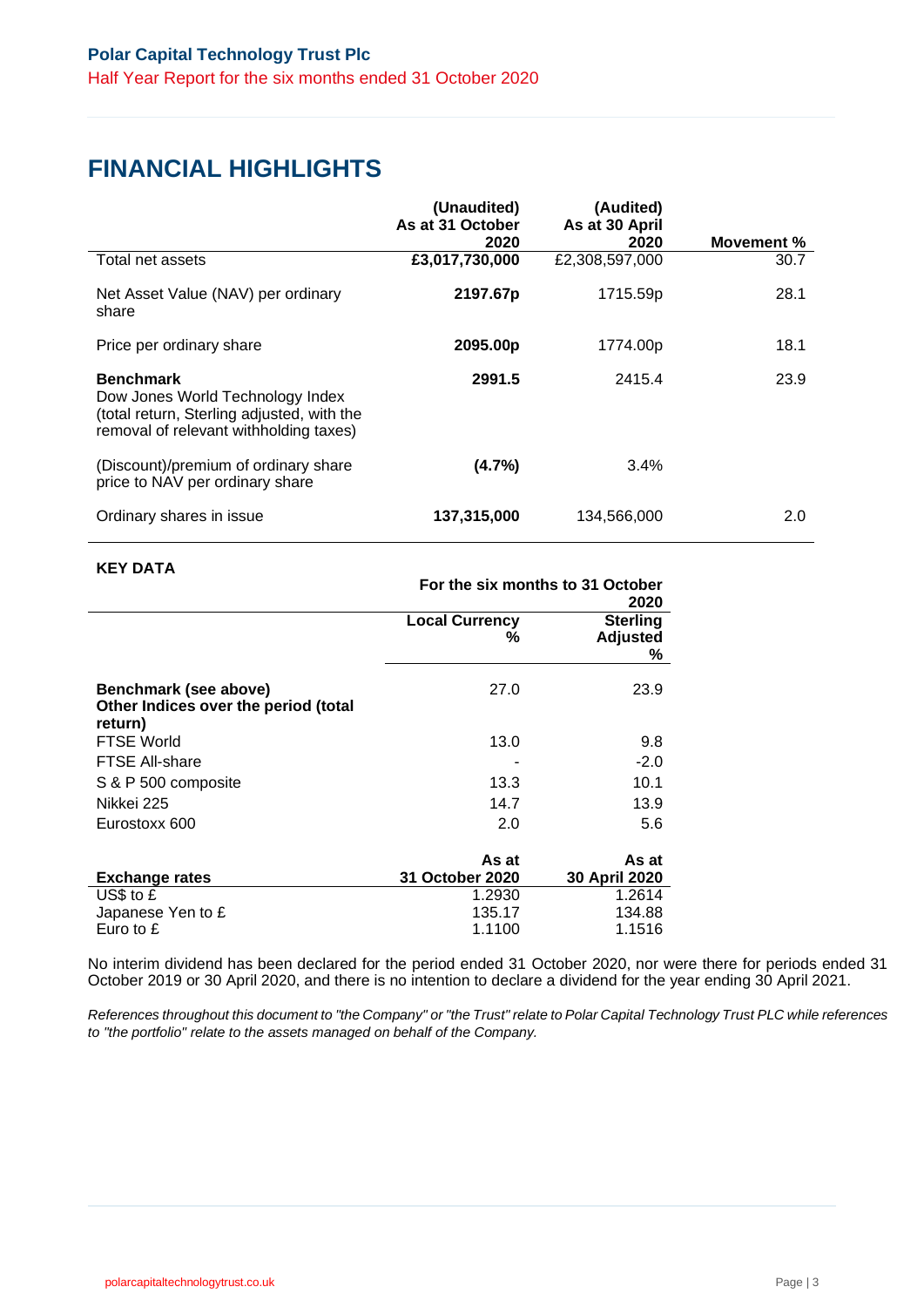# FINANCIAL HIGHLIGHTS

| | (Unaudited) As at 31 October 2020 | (Audited) As at 30 April 2020 | Movement % |
|---|---|---|---|
| Total net assets | **£3,017,730,000** | £2,308,597,000 | 30.7 |
| Net Asset Value (NAV) per ordinary share | **2197.67p** | 1715.59p | 28.1 |
| Price per ordinary share | **2095.00p** | 1774.00p | 18.1 |
| **Benchmark** Dow Jones World Technology Index (total return, Sterling adjusted, with the removal of relevant withholding taxes) | **2991.5** | 2415.4 | 23.9 |
| (Discount)/premium of ordinary share price to NAV per ordinary share | **(4.7%)** | 3.4% | |
| Ordinary shares in issue | **137,315,000** | 134,566,000 | 2.0 |

**KEY DATA**

| | For the six months to 31 October 2020 | |
|---|---|---|
| | **Local Currency %** | **Sterling Adjusted %** |
| **Benchmark (see above)** | 27.0 | 23.9 |
| **Other Indices over the period (total return)** | | |
| FTSE World | 13.0 | 9.8 |
| FTSE All-share | - | -2.0 |
| S & P 500 composite | 13.3 | 10.1 |
| Nikkei 225 | 14.7 | 13.9 |
| Eurostoxx 600 | 2.0 | 5.6 |

| **Exchange rates** | **As at 31 October 2020** | **As at 30 April 2020** |
|---|---|---|
| US$ to £ | 1.2930 | 1.2614 |
| Japanese Yen to £ | 135.17 | 134.88 |
| Euro to £ | 1.1100 | 1.1516 |

No interim dividend has been declared for the period ended 31 October 2020, nor were there for periods ended 31 October 2019 or 30 April 2020, and there is no intention to declare a dividend for the year ending 30 April 2021.

*References throughout this document to "the Company" or "the Trust" relate to Polar Capital Technology Trust PLC while references to "the portfolio" relate to the assets managed on behalf of the Company.*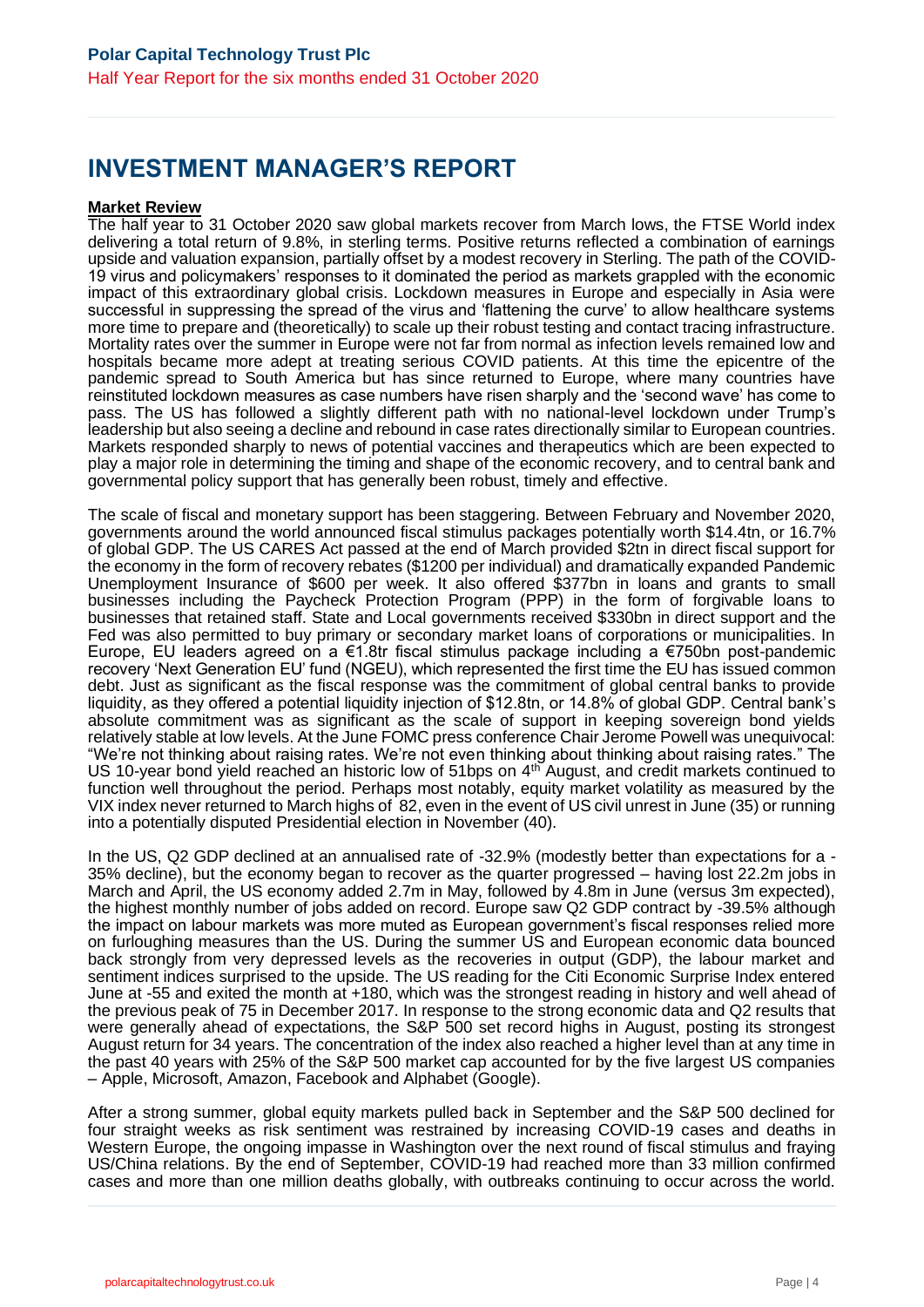# INVESTMENT MANAGER'S REPORT

**Market Review**

The half year to 31 October 2020 saw global markets recover from March lows, the FTSE World index delivering a total return of 9.8%, in sterling terms. Positive returns reflected a combination of earnings upside and valuation expansion, partially offset by a modest recovery in Sterling. The path of the COVID-19 virus and policymakers' responses to it dominated the period as markets grappled with the economic impact of this extraordinary global crisis. Lockdown measures in Europe and especially in Asia were successful in suppressing the spread of the virus and 'flattening the curve' to allow healthcare systems more time to prepare and (theoretically) to scale up their robust testing and contact tracing infrastructure. Mortality rates over the summer in Europe were not far from normal as infection levels remained low and hospitals became more adept at treating serious COVID patients. At this time the epicentre of the pandemic spread to South America but has since returned to Europe, where many countries have reinstituted lockdown measures as case numbers have risen sharply and the 'second wave' has come to pass. The US has followed a slightly different path with no national-level lockdown under Trump's leadership but also seeing a decline and rebound in case rates directionally similar to European countries. Markets responded sharply to news of potential vaccines and therapeutics which are been expected to play a major role in determining the timing and shape of the economic recovery, and to central bank and governmental policy support that has generally been robust, timely and effective.

The scale of fiscal and monetary support has been staggering. Between February and November 2020, governments around the world announced fiscal stimulus packages potentially worth $14.4tn, or 16.7% of global GDP. The US CARES Act passed at the end of March provided $2tn in direct fiscal support for the economy in the form of recovery rebates ($1200 per individual) and dramatically expanded Pandemic Unemployment Insurance of $600 per week. It also offered $377bn in loans and grants to small businesses including the Paycheck Protection Program (PPP) in the form of forgivable loans to businesses that retained staff. State and Local governments received $330bn in direct support and the Fed was also permitted to buy primary or secondary market loans of corporations or municipalities. In Europe, EU leaders agreed on a €1.8tr fiscal stimulus package including a €750bn post-pandemic recovery 'Next Generation EU' fund (NGEU), which represented the first time the EU has issued common debt. Just as significant as the fiscal response was the commitment of global central banks to provide liquidity, as they offered a potential liquidity injection of $12.8tn, or 14.8% of global GDP. Central bank's absolute commitment was as significant as the scale of support in keeping sovereign bond yields relatively stable at low levels. At the June FOMC press conference Chair Jerome Powell was unequivocal: "We're not thinking about raising rates. We're not even thinking about thinking about raising rates." The US 10-year bond yield reached an historic low of 51bps on 4th August, and credit markets continued to function well throughout the period. Perhaps most notably, equity market volatility as measured by the VIX index never returned to March highs of 82, even in the event of US civil unrest in June (35) or running into a potentially disputed Presidential election in November (40).

In the US, Q2 GDP declined at an annualised rate of -32.9% (modestly better than expectations for a -35% decline), but the economy began to recover as the quarter progressed – having lost 22.2m jobs in March and April, the US economy added 2.7m in May, followed by 4.8m in June (versus 3m expected), the highest monthly number of jobs added on record. Europe saw Q2 GDP contract by -39.5% although the impact on labour markets was more muted as European government's fiscal responses relied more on furloughing measures than the US. During the summer US and European economic data bounced back strongly from very depressed levels as the recoveries in output (GDP), the labour market and sentiment indices surprised to the upside. The US reading for the Citi Economic Surprise Index entered June at -55 and exited the month at +180, which was the strongest reading in history and well ahead of the previous peak of 75 in December 2017. In response to the strong economic data and Q2 results that were generally ahead of expectations, the S&P 500 set record highs in August, posting its strongest August return for 34 years. The concentration of the index also reached a higher level than at any time in the past 40 years with 25% of the S&P 500 market cap accounted for by the five largest US companies – Apple, Microsoft, Amazon, Facebook and Alphabet (Google).

After a strong summer, global equity markets pulled back in September and the S&P 500 declined for four straight weeks as risk sentiment was restrained by increasing COVID-19 cases and deaths in Western Europe, the ongoing impasse in Washington over the next round of fiscal stimulus and fraying US/China relations. By the end of September, COVID-19 had reached more than 33 million confirmed cases and more than one million deaths globally, with outbreaks continuing to occur across the world.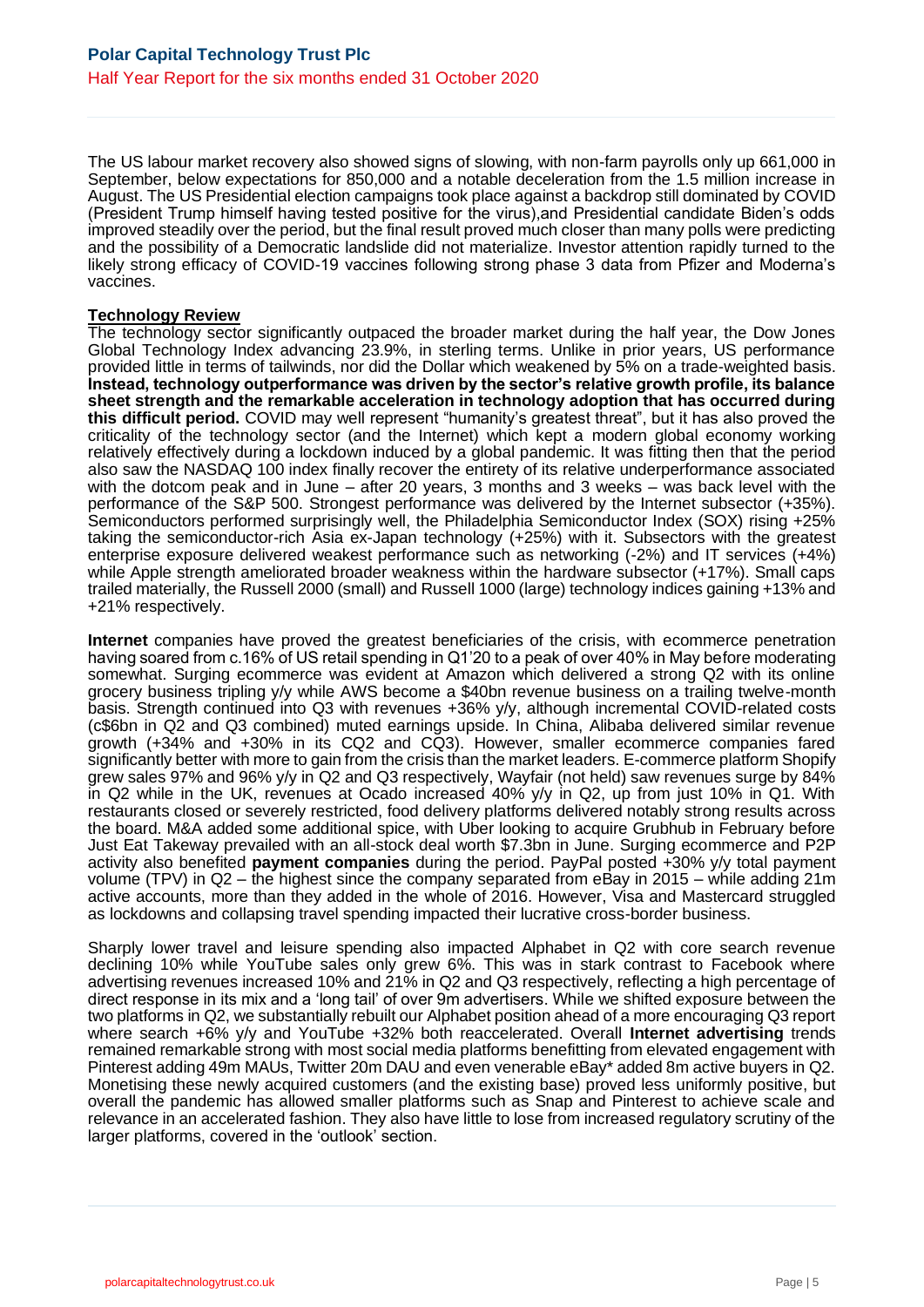The US labour market recovery also showed signs of slowing, with non-farm payrolls only up 661,000 in September, below expectations for 850,000 and a notable deceleration from the 1.5 million increase in August. The US Presidential election campaigns took place against a backdrop still dominated by COVID (President Trump himself having tested positive for the virus),and Presidential candidate Biden's odds improved steadily over the period, but the final result proved much closer than many polls were predicting and the possibility of a Democratic landslide did not materialize. Investor attention rapidly turned to the likely strong efficacy of COVID-19 vaccines following strong phase 3 data from Pfizer and Moderna's vaccines.

**Technology Review**

The technology sector significantly outpaced the broader market during the half year, the Dow Jones Global Technology Index advancing 23.9%, in sterling terms. Unlike in prior years, US performance provided little in terms of tailwinds, nor did the Dollar which weakened by 5% on a trade-weighted basis. **Instead, technology outperformance was driven by the sector's relative growth profile, its balance sheet strength and the remarkable acceleration in technology adoption that has occurred during this difficult period.** COVID may well represent "humanity's greatest threat", but it has also proved the criticality of the technology sector (and the Internet) which kept a modern global economy working relatively effectively during a lockdown induced by a global pandemic. It was fitting then that the period also saw the NASDAQ 100 index finally recover the entirety of its relative underperformance associated with the dotcom peak and in June – after 20 years, 3 months and 3 weeks – was back level with the performance of the S&P 500. Strongest performance was delivered by the Internet subsector (+35%). Semiconductors performed surprisingly well, the Philadelphia Semiconductor Index (SOX) rising +25% taking the semiconductor-rich Asia ex-Japan technology (+25%) with it. Subsectors with the greatest enterprise exposure delivered weakest performance such as networking (-2%) and IT services (+4%) while Apple strength ameliorated broader weakness within the hardware subsector (+17%). Small caps trailed materially, the Russell 2000 (small) and Russell 1000 (large) technology indices gaining +13% and +21% respectively.

**Internet** companies have proved the greatest beneficiaries of the crisis, with ecommerce penetration having soared from c.16% of US retail spending in Q1'20 to a peak of over 40% in May before moderating somewhat. Surging ecommerce was evident at Amazon which delivered a strong Q2 with its online grocery business tripling y/y while AWS become a $40bn revenue business on a trailing twelve-month basis. Strength continued into Q3 with revenues +36% y/y, although incremental COVID-related costs (c$6bn in Q2 and Q3 combined) muted earnings upside. In China, Alibaba delivered similar revenue growth (+34% and +30% in its CQ2 and CQ3). However, smaller ecommerce companies fared significantly better with more to gain from the crisis than the market leaders. E-commerce platform Shopify grew sales 97% and 96% y/y in Q2 and Q3 respectively, Wayfair (not held) saw revenues surge by 84% in Q2 while in the UK, revenues at Ocado increased 40% y/y in Q2, up from just 10% in Q1. With restaurants closed or severely restricted, food delivery platforms delivered notably strong results across the board. M&A added some additional spice, with Uber looking to acquire Grubhub in February before Just Eat Takeway prevailed with an all-stock deal worth $7.3bn in June. Surging ecommerce and P2P activity also benefited **payment companies** during the period. PayPal posted +30% y/y total payment volume (TPV) in Q2 – the highest since the company separated from eBay in 2015 – while adding 21m active accounts, more than they added in the whole of 2016. However, Visa and Mastercard struggled as lockdowns and collapsing travel spending impacted their lucrative cross-border business.

Sharply lower travel and leisure spending also impacted Alphabet in Q2 with core search revenue declining 10% while YouTube sales only grew 6%. This was in stark contrast to Facebook where advertising revenues increased 10% and 21% in Q2 and Q3 respectively, reflecting a high percentage of direct response in its mix and a 'long tail' of over 9m advertisers. While we shifted exposure between the two platforms in Q2, we substantially rebuilt our Alphabet position ahead of a more encouraging Q3 report where search +6% y/y and YouTube +32% both reaccelerated. Overall **Internet advertising** trends remained remarkable strong with most social media platforms benefitting from elevated engagement with Pinterest adding 49m MAUs, Twitter 20m DAU and even venerable eBay* added 8m active buyers in Q2. Monetising these newly acquired customers (and the existing base) proved less uniformly positive, but overall the pandemic has allowed smaller platforms such as Snap and Pinterest to achieve scale and relevance in an accelerated fashion. They also have little to lose from increased regulatory scrutiny of the larger platforms, covered in the 'outlook' section.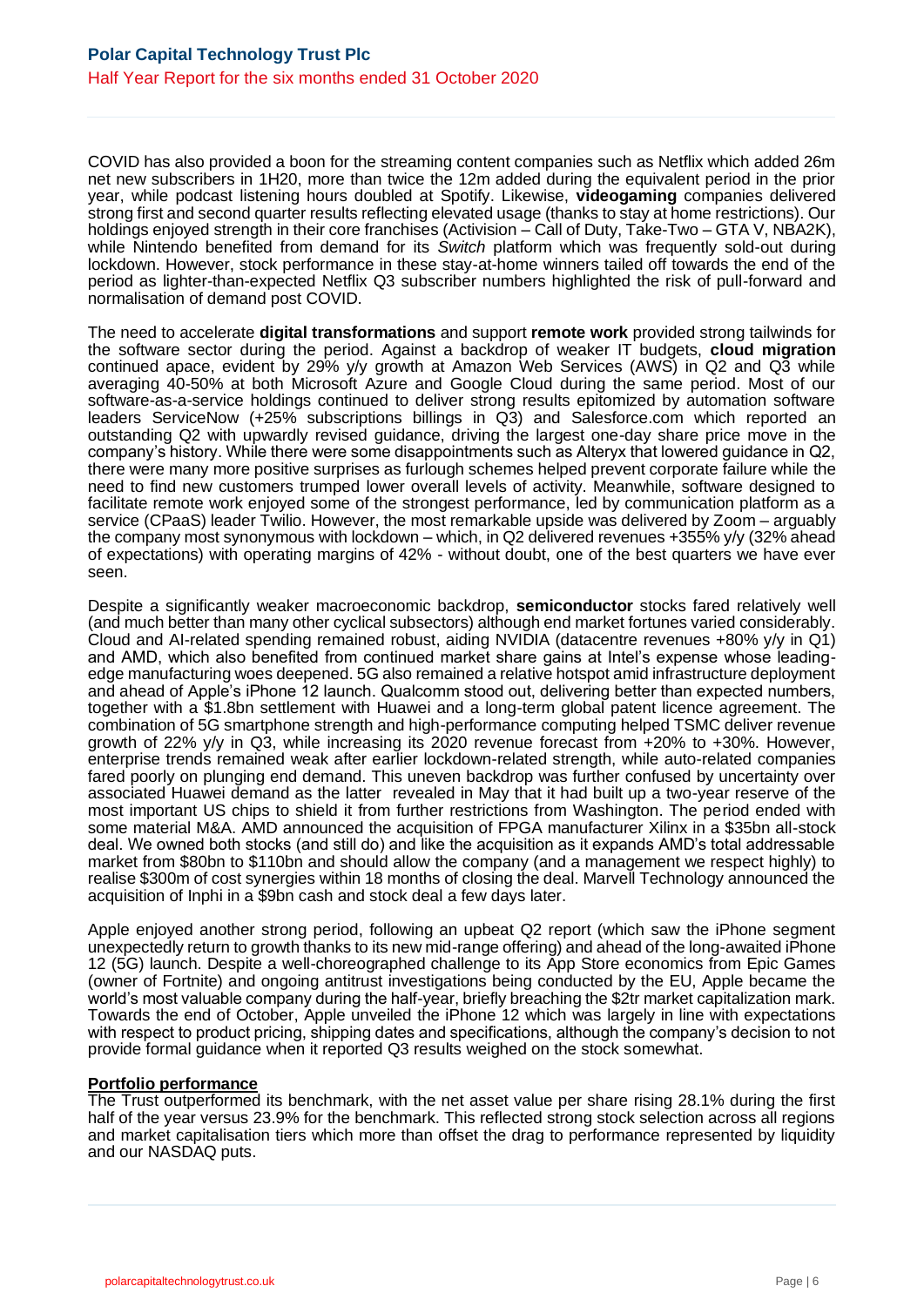COVID has also provided a boon for the streaming content companies such as Netflix which added 26m net new subscribers in 1H20, more than twice the 12m added during the equivalent period in the prior year, while podcast listening hours doubled at Spotify. Likewise, **videogaming** companies delivered strong first and second quarter results reflecting elevated usage (thanks to stay at home restrictions). Our holdings enjoyed strength in their core franchises (Activision – Call of Duty, Take-Two – GTA V, NBA2K), while Nintendo benefited from demand for its *Switch* platform which was frequently sold-out during lockdown. However, stock performance in these stay-at-home winners tailed off towards the end of the period as lighter-than-expected Netflix Q3 subscriber numbers highlighted the risk of pull-forward and normalisation of demand post COVID.

The need to accelerate **digital transformations** and support **remote work** provided strong tailwinds for the software sector during the period. Against a backdrop of weaker IT budgets, **cloud migration** continued apace, evident by 29% y/y growth at Amazon Web Services (AWS) in Q2 and Q3 while averaging 40-50% at both Microsoft Azure and Google Cloud during the same period. Most of our software-as-a-service holdings continued to deliver strong results epitomized by automation software leaders ServiceNow (+25% subscriptions billings in Q3) and Salesforce.com which reported an outstanding Q2 with upwardly revised guidance, driving the largest one-day share price move in the company's history. While there were some disappointments such as Alteryx that lowered guidance in Q2, there were many more positive surprises as furlough schemes helped prevent corporate failure while the need to find new customers trumped lower overall levels of activity. Meanwhile, software designed to facilitate remote work enjoyed some of the strongest performance, led by communication platform as a service (CPaaS) leader Twilio. However, the most remarkable upside was delivered by Zoom – arguably the company most synonymous with lockdown – which, in Q2 delivered revenues +355% y/y (32% ahead of expectations) with operating margins of 42% - without doubt, one of the best quarters we have ever seen.

Despite a significantly weaker macroeconomic backdrop, **semiconductor** stocks fared relatively well (and much better than many other cyclical subsectors) although end market fortunes varied considerably. Cloud and AI-related spending remained robust, aiding NVIDIA (datacentre revenues +80% y/y in Q1) and AMD, which also benefited from continued market share gains at Intel's expense whose leading-edge manufacturing woes deepened. 5G also remained a relative hotspot amid infrastructure deployment and ahead of Apple's iPhone 12 launch. Qualcomm stood out, delivering better than expected numbers, together with a $1.8bn settlement with Huawei and a long-term global patent licence agreement. The combination of 5G smartphone strength and high-performance computing helped TSMC deliver revenue growth of 22% y/y in Q3, while increasing its 2020 revenue forecast from +20% to +30%. However, enterprise trends remained weak after earlier lockdown-related strength, while auto-related companies fared poorly on plunging end demand. This uneven backdrop was further confused by uncertainty over associated Huawei demand as the latter revealed in May that it had built up a two-year reserve of the most important US chips to shield it from further restrictions from Washington. The period ended with some material M&A. AMD announced the acquisition of FPGA manufacturer Xilinx in a $35bn all-stock deal. We owned both stocks (and still do) and like the acquisition as it expands AMD's total addressable market from $80bn to $110bn and should allow the company (and a management we respect highly) to realise $300m of cost synergies within 18 months of closing the deal. Marvell Technology announced the acquisition of Inphi in a $9bn cash and stock deal a few days later.

Apple enjoyed another strong period, following an upbeat Q2 report (which saw the iPhone segment unexpectedly return to growth thanks to its new mid-range offering) and ahead of the long-awaited iPhone 12 (5G) launch. Despite a well-choreographed challenge to its App Store economics from Epic Games (owner of Fortnite) and ongoing antitrust investigations being conducted by the EU, Apple became the world's most valuable company during the half-year, briefly breaching the $2tr market capitalization mark. Towards the end of October, Apple unveiled the iPhone 12 which was largely in line with expectations with respect to product pricing, shipping dates and specifications, although the company's decision to not provide formal guidance when it reported Q3 results weighed on the stock somewhat.

## Portfolio performance

The Trust outperformed its benchmark, with the net asset value per share rising 28.1% during the first half of the year versus 23.9% for the benchmark. This reflected strong stock selection across all regions and market capitalisation tiers which more than offset the drag to performance represented by liquidity and our NASDAQ puts.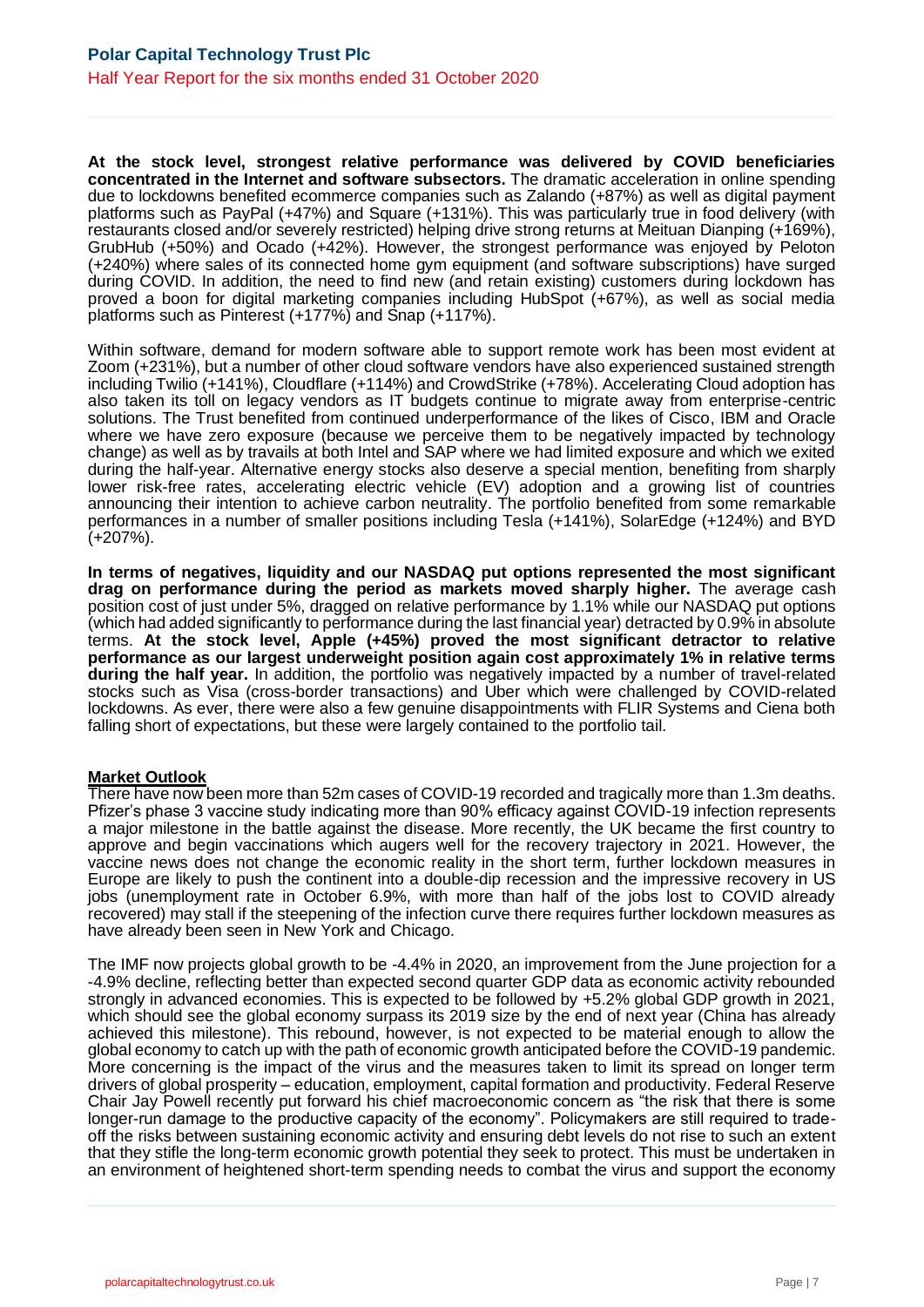**At the stock level, strongest relative performance was delivered by COVID beneficiaries concentrated in the Internet and software subsectors.** The dramatic acceleration in online spending due to lockdowns benefited ecommerce companies such as Zalando (+87%) as well as digital payment platforms such as PayPal (+47%) and Square (+131%). This was particularly true in food delivery (with restaurants closed and/or severely restricted) helping drive strong returns at Meituan Dianping (+169%), GrubHub (+50%) and Ocado (+42%). However, the strongest performance was enjoyed by Peloton (+240%) where sales of its connected home gym equipment (and software subscriptions) have surged during COVID. In addition, the need to find new (and retain existing) customers during lockdown has proved a boon for digital marketing companies including HubSpot (+67%), as well as social media platforms such as Pinterest (+177%) and Snap (+117%).

Within software, demand for modern software able to support remote work has been most evident at Zoom (+231%), but a number of other cloud software vendors have also experienced sustained strength including Twilio (+141%), Cloudflare (+114%) and CrowdStrike (+78%). Accelerating Cloud adoption has also taken its toll on legacy vendors as IT budgets continue to migrate away from enterprise-centric solutions. The Trust benefited from continued underperformance of the likes of Cisco, IBM and Oracle where we have zero exposure (because we perceive them to be negatively impacted by technology change) as well as by travails at both Intel and SAP where we had limited exposure and which we exited during the half-year. Alternative energy stocks also deserve a special mention, benefiting from sharply lower risk-free rates, accelerating electric vehicle (EV) adoption and a growing list of countries announcing their intention to achieve carbon neutrality. The portfolio benefited from some remarkable performances in a number of smaller positions including Tesla (+141%), SolarEdge (+124%) and BYD (+207%).

**In terms of negatives, liquidity and our NASDAQ put options represented the most significant drag on performance during the period as markets moved sharply higher.** The average cash position cost of just under 5%, dragged on relative performance by 1.1% while our NASDAQ put options (which had added significantly to performance during the last financial year) detracted by 0.9% in absolute terms. **At the stock level, Apple (+45%) proved the most significant detractor to relative performance as our largest underweight position again cost approximately 1% in relative terms during the half year.** In addition, the portfolio was negatively impacted by a number of travel-related stocks such as Visa (cross-border transactions) and Uber which were challenged by COVID-related lockdowns. As ever, there were also a few genuine disappointments with FLIR Systems and Ciena both falling short of expectations, but these were largely contained to the portfolio tail.

**Market Outlook**

There have now been more than 52m cases of COVID-19 recorded and tragically more than 1.3m deaths. Pfizer's phase 3 vaccine study indicating more than 90% efficacy against COVID-19 infection represents a major milestone in the battle against the disease. More recently, the UK became the first country to approve and begin vaccinations which augers well for the recovery trajectory in 2021. However, the vaccine news does not change the economic reality in the short term, further lockdown measures in Europe are likely to push the continent into a double-dip recession and the impressive recovery in US jobs (unemployment rate in October 6.9%, with more than half of the jobs lost to COVID already recovered) may stall if the steepening of the infection curve there requires further lockdown measures as have already been seen in New York and Chicago.

The IMF now projects global growth to be -4.4% in 2020, an improvement from the June projection for a -4.9% decline, reflecting better than expected second quarter GDP data as economic activity rebounded strongly in advanced economies. This is expected to be followed by +5.2% global GDP growth in 2021, which should see the global economy surpass its 2019 size by the end of next year (China has already achieved this milestone). This rebound, however, is not expected to be material enough to allow the global economy to catch up with the path of economic growth anticipated before the COVID-19 pandemic. More concerning is the impact of the virus and the measures taken to limit its spread on longer term drivers of global prosperity – education, employment, capital formation and productivity. Federal Reserve Chair Jay Powell recently put forward his chief macroeconomic concern as "the risk that there is some longer-run damage to the productive capacity of the economy". Policymakers are still required to trade-off the risks between sustaining economic activity and ensuring debt levels do not rise to such an extent that they stifle the long-term economic growth potential they seek to protect. This must be undertaken in an environment of heightened short-term spending needs to combat the virus and support the economy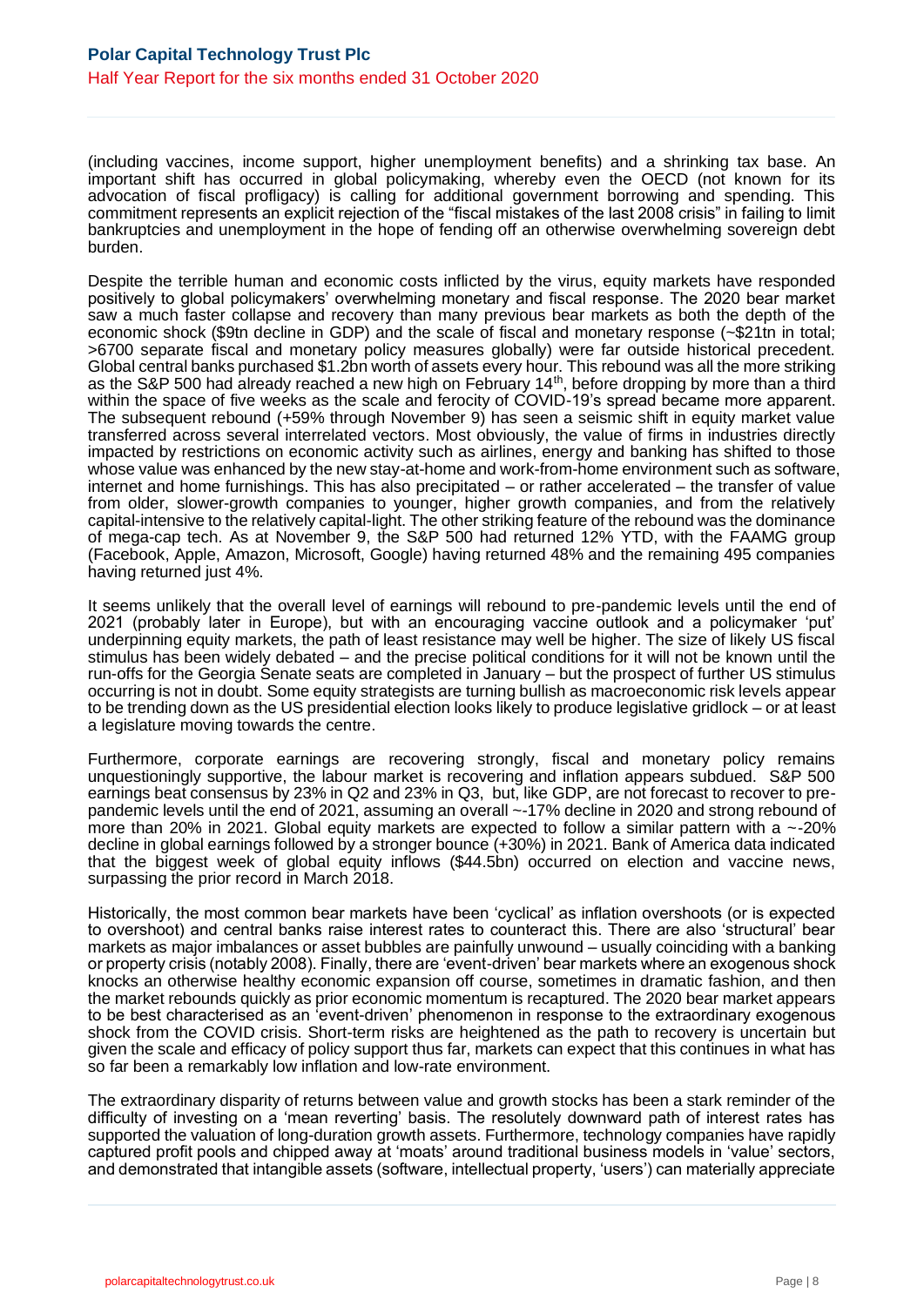(including vaccines, income support, higher unemployment benefits) and a shrinking tax base. An important shift has occurred in global policymaking, whereby even the OECD (not known for its advocation of fiscal profligacy) is calling for additional government borrowing and spending. This commitment represents an explicit rejection of the "fiscal mistakes of the last 2008 crisis" in failing to limit bankruptcies and unemployment in the hope of fending off an otherwise overwhelming sovereign debt burden.

Despite the terrible human and economic costs inflicted by the virus, equity markets have responded positively to global policymakers' overwhelming monetary and fiscal response. The 2020 bear market saw a much faster collapse and recovery than many previous bear markets as both the depth of the economic shock ($9tn decline in GDP) and the scale of fiscal and monetary response (~$21tn in total; >6700 separate fiscal and monetary policy measures globally) were far outside historical precedent. Global central banks purchased $1.2bn worth of assets every hour. This rebound was all the more striking as the S&P 500 had already reached a new high on February 14th, before dropping by more than a third within the space of five weeks as the scale and ferocity of COVID-19's spread became more apparent. The subsequent rebound (+59% through November 9) has seen a seismic shift in equity market value transferred across several interrelated vectors. Most obviously, the value of firms in industries directly impacted by restrictions on economic activity such as airlines, energy and banking has shifted to those whose value was enhanced by the new stay-at-home and work-from-home environment such as software, internet and home furnishings. This has also precipitated – or rather accelerated – the transfer of value from older, slower-growth companies to younger, higher growth companies, and from the relatively capital-intensive to the relatively capital-light. The other striking feature of the rebound was the dominance of mega-cap tech. As at November 9, the S&P 500 had returned 12% YTD, with the FAAMG group (Facebook, Apple, Amazon, Microsoft, Google) having returned 48% and the remaining 495 companies having returned just 4%.

It seems unlikely that the overall level of earnings will rebound to pre-pandemic levels until the end of 2021 (probably later in Europe), but with an encouraging vaccine outlook and a policymaker 'put' underpinning equity markets, the path of least resistance may well be higher. The size of likely US fiscal stimulus has been widely debated – and the precise political conditions for it will not be known until the run-offs for the Georgia Senate seats are completed in January – but the prospect of further US stimulus occurring is not in doubt. Some equity strategists are turning bullish as macroeconomic risk levels appear to be trending down as the US presidential election looks likely to produce legislative gridlock – or at least a legislature moving towards the centre.

Furthermore, corporate earnings are recovering strongly, fiscal and monetary policy remains unquestioningly supportive, the labour market is recovering and inflation appears subdued. S&P 500 earnings beat consensus by 23% in Q2 and 23% in Q3, but, like GDP, are not forecast to recover to pre-pandemic levels until the end of 2021, assuming an overall ~-17% decline in 2020 and strong rebound of more than 20% in 2021. Global equity markets are expected to follow a similar pattern with a ~-20% decline in global earnings followed by a stronger bounce (+30%) in 2021. Bank of America data indicated that the biggest week of global equity inflows ($44.5bn) occurred on election and vaccine news, surpassing the prior record in March 2018.

Historically, the most common bear markets have been 'cyclical' as inflation overshoots (or is expected to overshoot) and central banks raise interest rates to counteract this. There are also 'structural' bear markets as major imbalances or asset bubbles are painfully unwound – usually coinciding with a banking or property crisis (notably 2008). Finally, there are 'event-driven' bear markets where an exogenous shock knocks an otherwise healthy economic expansion off course, sometimes in dramatic fashion, and then the market rebounds quickly as prior economic momentum is recaptured. The 2020 bear market appears to be best characterised as an 'event-driven' phenomenon in response to the extraordinary exogenous shock from the COVID crisis. Short-term risks are heightened as the path to recovery is uncertain but given the scale and efficacy of policy support thus far, markets can expect that this continues in what has so far been a remarkably low inflation and low-rate environment.

The extraordinary disparity of returns between value and growth stocks has been a stark reminder of the difficulty of investing on a 'mean reverting' basis. The resolutely downward path of interest rates has supported the valuation of long-duration growth assets. Furthermore, technology companies have rapidly captured profit pools and chipped away at 'moats' around traditional business models in 'value' sectors, and demonstrated that intangible assets (software, intellectual property, 'users') can materially appreciate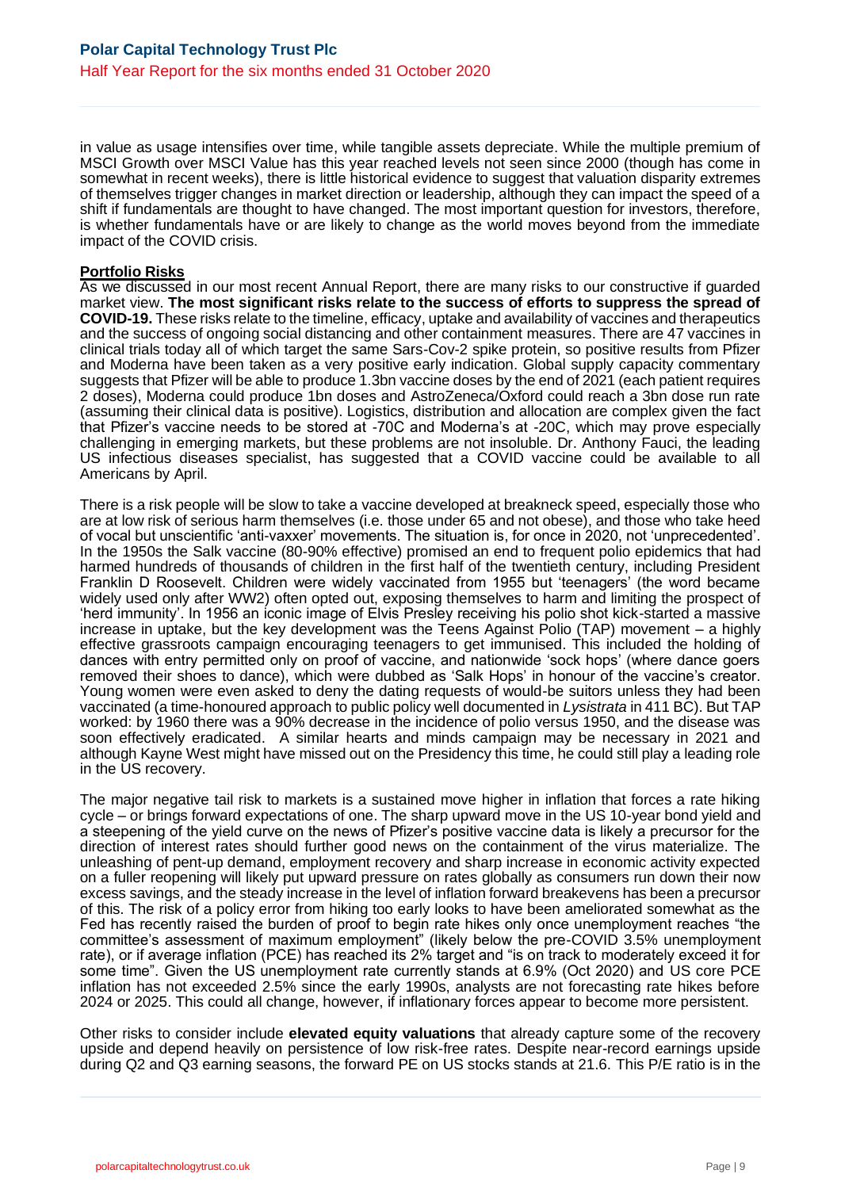in value as usage intensifies over time, while tangible assets depreciate. While the multiple premium of MSCI Growth over MSCI Value has this year reached levels not seen since 2000 (though has come in somewhat in recent weeks), there is little historical evidence to suggest that valuation disparity extremes of themselves trigger changes in market direction or leadership, although they can impact the speed of a shift if fundamentals are thought to have changed. The most important question for investors, therefore, is whether fundamentals have or are likely to change as the world moves beyond from the immediate impact of the COVID crisis.

**Portfolio Risks**

As we discussed in our most recent Annual Report, there are many risks to our constructive if guarded market view. **The most significant risks relate to the success of efforts to suppress the spread of COVID-19.** These risks relate to the timeline, efficacy, uptake and availability of vaccines and therapeutics and the success of ongoing social distancing and other containment measures. There are 47 vaccines in clinical trials today all of which target the same Sars-Cov-2 spike protein, so positive results from Pfizer and Moderna have been taken as a very positive early indication. Global supply capacity commentary suggests that Pfizer will be able to produce 1.3bn vaccine doses by the end of 2021 (each patient requires 2 doses), Moderna could produce 1bn doses and AstroZeneca/Oxford could reach a 3bn dose run rate (assuming their clinical data is positive). Logistics, distribution and allocation are complex given the fact that Pfizer's vaccine needs to be stored at -70C and Moderna's at -20C, which may prove especially challenging in emerging markets, but these problems are not insoluble. Dr. Anthony Fauci, the leading US infectious diseases specialist, has suggested that a COVID vaccine could be available to all Americans by April.

There is a risk people will be slow to take a vaccine developed at breakneck speed, especially those who are at low risk of serious harm themselves (i.e. those under 65 and not obese), and those who take heed of vocal but unscientific 'anti-vaxxer' movements. The situation is, for once in 2020, not 'unprecedented'. In the 1950s the Salk vaccine (80-90% effective) promised an end to frequent polio epidemics that had harmed hundreds of thousands of children in the first half of the twentieth century, including President Franklin D Roosevelt. Children were widely vaccinated from 1955 but 'teenagers' (the word became widely used only after WW2) often opted out, exposing themselves to harm and limiting the prospect of 'herd immunity'. In 1956 an iconic image of Elvis Presley receiving his polio shot kick-started a massive increase in uptake, but the key development was the Teens Against Polio (TAP) movement – a highly effective grassroots campaign encouraging teenagers to get immunised. This included the holding of dances with entry permitted only on proof of vaccine, and nationwide 'sock hops' (where dance goers removed their shoes to dance), which were dubbed as 'Salk Hops' in honour of the vaccine's creator. Young women were even asked to deny the dating requests of would-be suitors unless they had been vaccinated (a time-honoured approach to public policy well documented in *Lysistrata* in 411 BC). But TAP worked: by 1960 there was a 90% decrease in the incidence of polio versus 1950, and the disease was soon effectively eradicated. A similar hearts and minds campaign may be necessary in 2021 and although Kayne West might have missed out on the Presidency this time, he could still play a leading role in the US recovery.

The major negative tail risk to markets is a sustained move higher in inflation that forces a rate hiking cycle – or brings forward expectations of one. The sharp upward move in the US 10-year bond yield and a steepening of the yield curve on the news of Pfizer's positive vaccine data is likely a precursor for the direction of interest rates should further good news on the containment of the virus materialize. The unleashing of pent-up demand, employment recovery and sharp increase in economic activity expected on a fuller reopening will likely put upward pressure on rates globally as consumers run down their now excess savings, and the steady increase in the level of inflation forward breakevens has been a precursor of this. The risk of a policy error from hiking too early looks to have been ameliorated somewhat as the Fed has recently raised the burden of proof to begin rate hikes only once unemployment reaches "the committee's assessment of maximum employment" (likely below the pre-COVID 3.5% unemployment rate), or if average inflation (PCE) has reached its 2% target and "is on track to moderately exceed it for some time". Given the US unemployment rate currently stands at 6.9% (Oct 2020) and US core PCE inflation has not exceeded 2.5% since the early 1990s, analysts are not forecasting rate hikes before 2024 or 2025. This could all change, however, if inflationary forces appear to become more persistent.

Other risks to consider include **elevated equity valuations** that already capture some of the recovery upside and depend heavily on persistence of low risk-free rates. Despite near-record earnings upside during Q2 and Q3 earning seasons, the forward PE on US stocks stands at 21.6. This P/E ratio is in the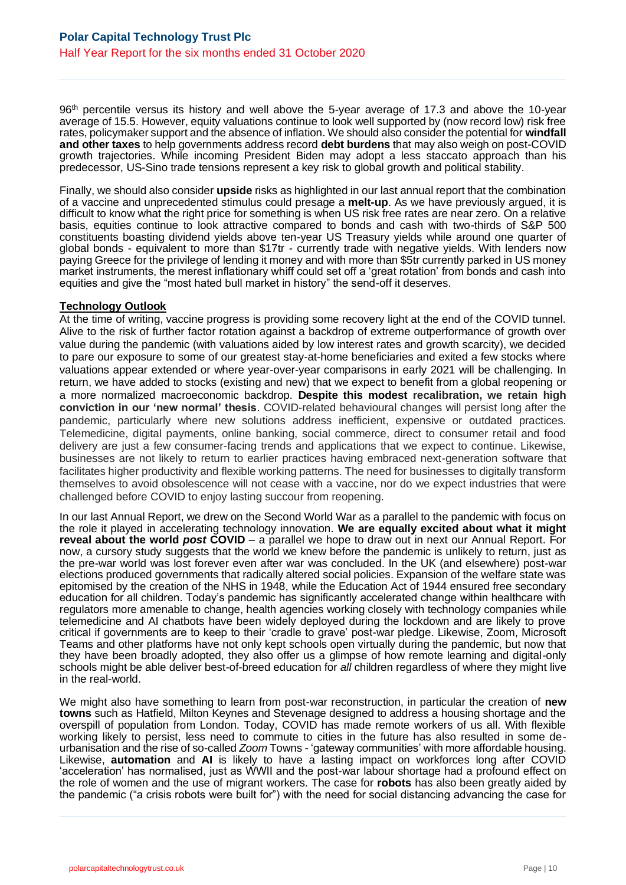96th percentile versus its history and well above the 5-year average of 17.3 and above the 10-year average of 15.5. However, equity valuations continue to look well supported by (now record low) risk free rates, policymaker support and the absence of inflation. We should also consider the potential for **windfall and other taxes** to help governments address record **debt burdens** that may also weigh on post-COVID growth trajectories. While incoming President Biden may adopt a less staccato approach than his predecessor, US-Sino trade tensions represent a key risk to global growth and political stability.

Finally, we should also consider **upside** risks as highlighted in our last annual report that the combination of a vaccine and unprecedented stimulus could presage a **melt-up**. As we have previously argued, it is difficult to know what the right price for something is when US risk free rates are near zero. On a relative basis, equities continue to look attractive compared to bonds and cash with two-thirds of S&P 500 constituents boasting dividend yields above ten-year US Treasury yields while around one quarter of global bonds - equivalent to more than $17tr - currently trade with negative yields. With lenders now paying Greece for the privilege of lending it money and with more than $5tr currently parked in US money market instruments, the merest inflationary whiff could set off a 'great rotation' from bonds and cash into equities and give the "most hated bull market in history" the send-off it deserves.

**Technology Outlook**

At the time of writing, vaccine progress is providing some recovery light at the end of the COVID tunnel. Alive to the risk of further factor rotation against a backdrop of extreme outperformance of growth over value during the pandemic (with valuations aided by low interest rates and growth scarcity), we decided to pare our exposure to some of our greatest stay-at-home beneficiaries and exited a few stocks where valuations appear extended or where year-over-year comparisons in early 2021 will be challenging. In return, we have added to stocks (existing and new) that we expect to benefit from a global reopening or a more normalized macroeconomic backdrop. **Despite this modest recalibration, we retain high conviction in our 'new normal' thesis**. COVID-related behavioural changes will persist long after the pandemic, particularly where new solutions address inefficient, expensive or outdated practices. Telemedicine, digital payments, online banking, social commerce, direct to consumer retail and food delivery are just a few consumer-facing trends and applications that we expect to continue. Likewise, businesses are not likely to return to earlier practices having embraced next-generation software that facilitates higher productivity and flexible working patterns. The need for businesses to digitally transform themselves to avoid obsolescence will not cease with a vaccine, nor do we expect industries that were challenged before COVID to enjoy lasting succour from reopening.

In our last Annual Report, we drew on the Second World War as a parallel to the pandemic with focus on the role it played in accelerating technology innovation. **We are equally excited about what it might reveal about the world *post* COVID** – a parallel we hope to draw out in next our Annual Report. For now, a cursory study suggests that the world we knew before the pandemic is unlikely to return, just as the pre-war world was lost forever even after war was concluded. In the UK (and elsewhere) post-war elections produced governments that radically altered social policies. Expansion of the welfare state was epitomised by the creation of the NHS in 1948, while the Education Act of 1944 ensured free secondary education for all children. Today's pandemic has significantly accelerated change within healthcare with regulators more amenable to change, health agencies working closely with technology companies while telemedicine and AI chatbots have been widely deployed during the lockdown and are likely to prove critical if governments are to keep to their 'cradle to grave' post-war pledge. Likewise, Zoom, Microsoft Teams and other platforms have not only kept schools open virtually during the pandemic, but now that they have been broadly adopted, they also offer us a glimpse of how remote learning and digital-only schools might be able deliver best-of-breed education for *all* children regardless of where they might live in the real-world.

We might also have something to learn from post-war reconstruction, in particular the creation of **new towns** such as Hatfield, Milton Keynes and Stevenage designed to address a housing shortage and the overspill of population from London. Today, COVID has made remote workers of us all. With flexible working likely to persist, less need to commute to cities in the future has also resulted in some de-urbanisation and the rise of so-called *Zoom* Towns - 'gateway communities' with more affordable housing. Likewise, **automation** and **AI** is likely to have a lasting impact on workforces long after COVID 'acceleration' has normalised, just as WWII and the post-war labour shortage had a profound effect on the role of women and the use of migrant workers. The case for **robots** has also been greatly aided by the pandemic ("a crisis robots were built for") with the need for social distancing advancing the case for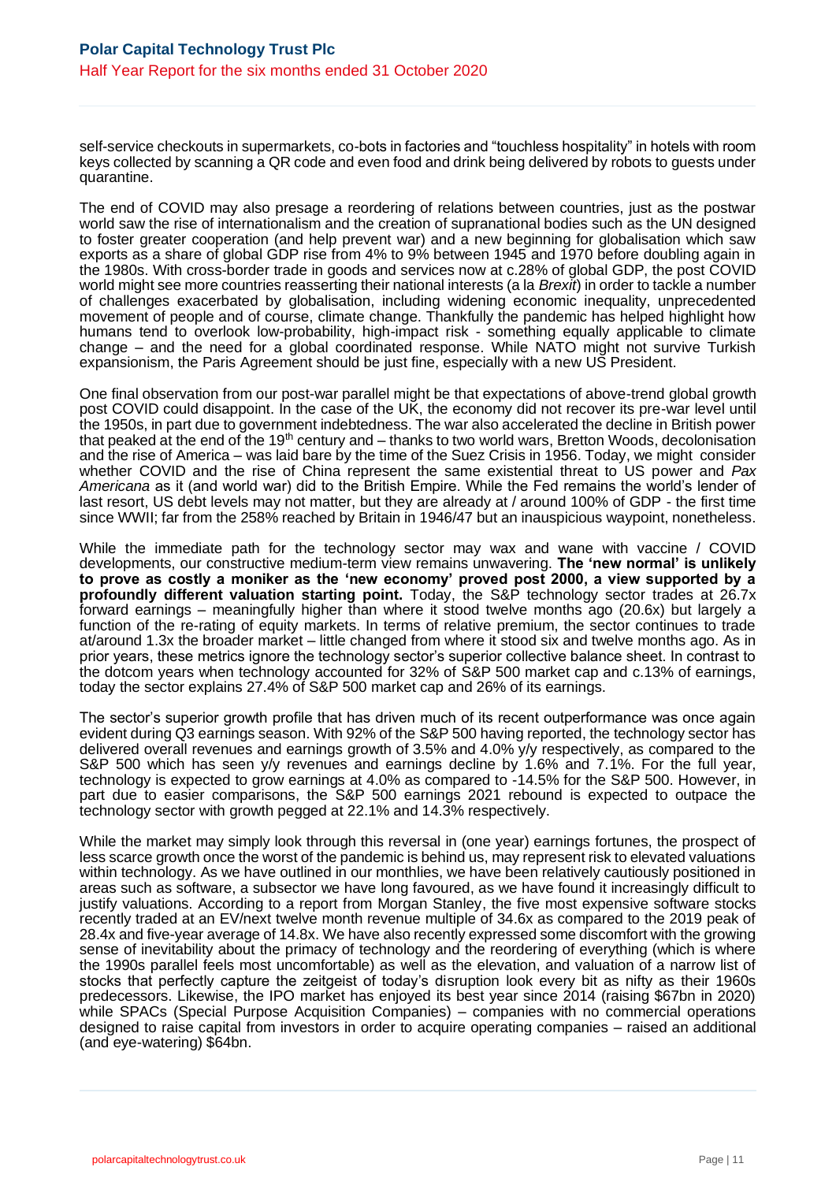self-service checkouts in supermarkets, co-bots in factories and "touchless hospitality" in hotels with room keys collected by scanning a QR code and even food and drink being delivered by robots to guests under quarantine.

The end of COVID may also presage a reordering of relations between countries, just as the postwar world saw the rise of internationalism and the creation of supranational bodies such as the UN designed to foster greater cooperation (and help prevent war) and a new beginning for globalisation which saw exports as a share of global GDP rise from 4% to 9% between 1945 and 1970 before doubling again in the 1980s. With cross-border trade in goods and services now at c.28% of global GDP, the post COVID world might see more countries reasserting their national interests (a la *Brexit*) in order to tackle a number of challenges exacerbated by globalisation, including widening economic inequality, unprecedented movement of people and of course, climate change. Thankfully the pandemic has helped highlight how humans tend to overlook low-probability, high-impact risk - something equally applicable to climate change – and the need for a global coordinated response. While NATO might not survive Turkish expansionism, the Paris Agreement should be just fine, especially with a new US President.

One final observation from our post-war parallel might be that expectations of above-trend global growth post COVID could disappoint. In the case of the UK, the economy did not recover its pre-war level until the 1950s, in part due to government indebtedness. The war also accelerated the decline in British power that peaked at the end of the 19th century and – thanks to two world wars, Bretton Woods, decolonisation and the rise of America – was laid bare by the time of the Suez Crisis in 1956. Today, we might consider whether COVID and the rise of China represent the same existential threat to US power and *Pax Americana* as it (and world war) did to the British Empire. While the Fed remains the world's lender of last resort, US debt levels may not matter, but they are already at / around 100% of GDP - the first time since WWII; far from the 258% reached by Britain in 1946/47 but an inauspicious waypoint, nonetheless.

While the immediate path for the technology sector may wax and wane with vaccine / COVID developments, our constructive medium-term view remains unwavering. **The 'new normal' is unlikely to prove as costly a moniker as the 'new economy' proved post 2000, a view supported by a profoundly different valuation starting point.** Today, the S&P technology sector trades at 26.7x forward earnings – meaningfully higher than where it stood twelve months ago (20.6x) but largely a function of the re-rating of equity markets. In terms of relative premium, the sector continues to trade at/around 1.3x the broader market – little changed from where it stood six and twelve months ago. As in prior years, these metrics ignore the technology sector's superior collective balance sheet. In contrast to the dotcom years when technology accounted for 32% of S&P 500 market cap and c.13% of earnings, today the sector explains 27.4% of S&P 500 market cap and 26% of its earnings.

The sector's superior growth profile that has driven much of its recent outperformance was once again evident during Q3 earnings season. With 92% of the S&P 500 having reported, the technology sector has delivered overall revenues and earnings growth of 3.5% and 4.0% y/y respectively, as compared to the S&P 500 which has seen y/y revenues and earnings decline by 1.6% and 7.1%. For the full year, technology is expected to grow earnings at 4.0% as compared to -14.5% for the S&P 500. However, in part due to easier comparisons, the S&P 500 earnings 2021 rebound is expected to outpace the technology sector with growth pegged at 22.1% and 14.3% respectively.

While the market may simply look through this reversal in (one year) earnings fortunes, the prospect of less scarce growth once the worst of the pandemic is behind us, may represent risk to elevated valuations within technology. As we have outlined in our monthlies, we have been relatively cautiously positioned in areas such as software, a subsector we have long favoured, as we have found it increasingly difficult to justify valuations. According to a report from Morgan Stanley, the five most expensive software stocks recently traded at an EV/next twelve month revenue multiple of 34.6x as compared to the 2019 peak of 28.4x and five-year average of 14.8x. We have also recently expressed some discomfort with the growing sense of inevitability about the primacy of technology and the reordering of everything (which is where the 1990s parallel feels most uncomfortable) as well as the elevation, and valuation of a narrow list of stocks that perfectly capture the zeitgeist of today's disruption look every bit as nifty as their 1960s predecessors. Likewise, the IPO market has enjoyed its best year since 2014 (raising $67bn in 2020) while SPACs (Special Purpose Acquisition Companies) – companies with no commercial operations designed to raise capital from investors in order to acquire operating companies – raised an additional (and eye-watering) $64bn.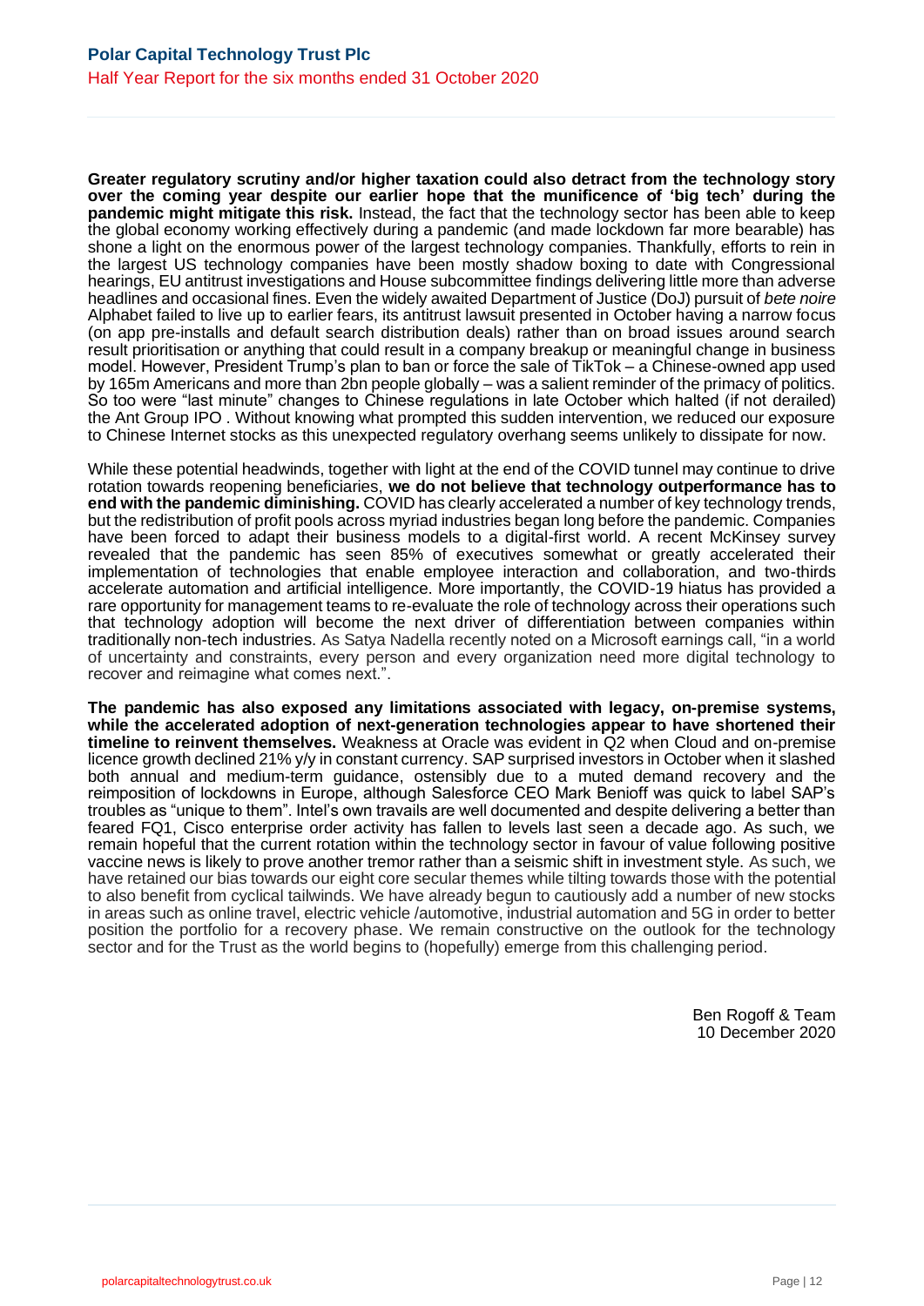**Greater regulatory scrutiny and/or higher taxation could also detract from the technology story over the coming year despite our earlier hope that the munificence of 'big tech' during the pandemic might mitigate this risk.** Instead, the fact that the technology sector has been able to keep the global economy working effectively during a pandemic (and made lockdown far more bearable) has shone a light on the enormous power of the largest technology companies. Thankfully, efforts to rein in the largest US technology companies have been mostly shadow boxing to date with Congressional hearings, EU antitrust investigations and House subcommittee findings delivering little more than adverse headlines and occasional fines. Even the widely awaited Department of Justice (DoJ) pursuit of *bete noire* Alphabet failed to live up to earlier fears, its antitrust lawsuit presented in October having a narrow focus (on app pre-installs and default search distribution deals) rather than on broad issues around search result prioritisation or anything that could result in a company breakup or meaningful change in business model. However, President Trump's plan to ban or force the sale of TikTok – a Chinese-owned app used by 165m Americans and more than 2bn people globally – was a salient reminder of the primacy of politics. So too were "last minute" changes to Chinese regulations in late October which halted (if not derailed) the Ant Group IPO . Without knowing what prompted this sudden intervention, we reduced our exposure to Chinese Internet stocks as this unexpected regulatory overhang seems unlikely to dissipate for now.

While these potential headwinds, together with light at the end of the COVID tunnel may continue to drive rotation towards reopening beneficiaries, **we do not believe that technology outperformance has to end with the pandemic diminishing.** COVID has clearly accelerated a number of key technology trends, but the redistribution of profit pools across myriad industries began long before the pandemic. Companies have been forced to adapt their business models to a digital-first world. A recent McKinsey survey revealed that the pandemic has seen 85% of executives somewhat or greatly accelerated their implementation of technologies that enable employee interaction and collaboration, and two-thirds accelerate automation and artificial intelligence. More importantly, the COVID-19 hiatus has provided a rare opportunity for management teams to re-evaluate the role of technology across their operations such that technology adoption will become the next driver of differentiation between companies within traditionally non-tech industries. As Satya Nadella recently noted on a Microsoft earnings call, "in a world of uncertainty and constraints, every person and every organization need more digital technology to recover and reimagine what comes next.".

**The pandemic has also exposed any limitations associated with legacy, on-premise systems, while the accelerated adoption of next-generation technologies appear to have shortened their timeline to reinvent themselves.** Weakness at Oracle was evident in Q2 when Cloud and on-premise licence growth declined 21% y/y in constant currency. SAP surprised investors in October when it slashed both annual and medium-term guidance, ostensibly due to a muted demand recovery and the reimposition of lockdowns in Europe, although Salesforce CEO Mark Benioff was quick to label SAP's troubles as "unique to them". Intel's own travails are well documented and despite delivering a better than feared FQ1, Cisco enterprise order activity has fallen to levels last seen a decade ago. As such, we remain hopeful that the current rotation within the technology sector in favour of value following positive vaccine news is likely to prove another tremor rather than a seismic shift in investment style. As such, we have retained our bias towards our eight core secular themes while tilting towards those with the potential to also benefit from cyclical tailwinds. We have already begun to cautiously add a number of new stocks in areas such as online travel, electric vehicle /automotive, industrial automation and 5G in order to better position the portfolio for a recovery phase. We remain constructive on the outlook for the technology sector and for the Trust as the world begins to (hopefully) emerge from this challenging period.

Ben Rogoff & Team
10 December 2020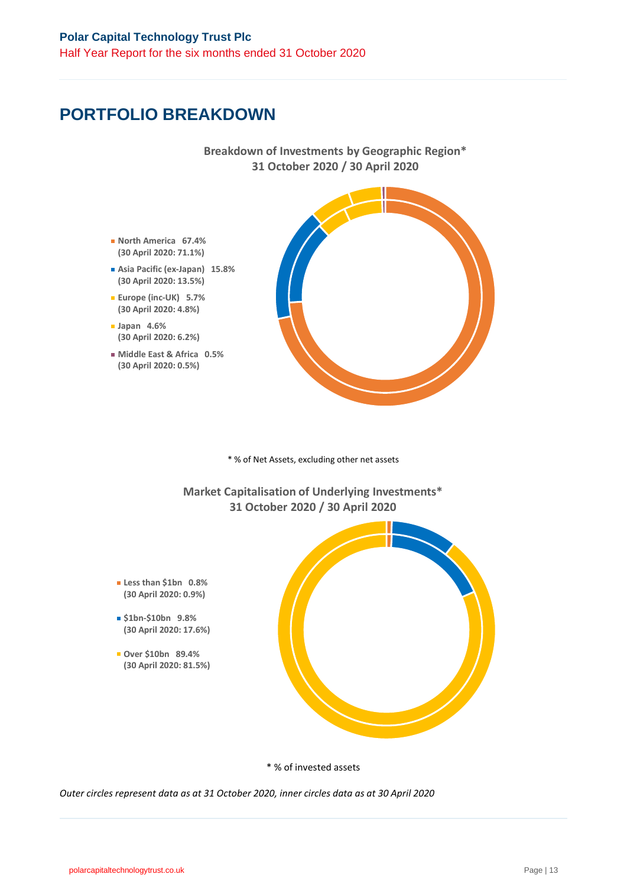# PORTFOLIO BREAKDOWN

**Breakdown of Investments by Geographic Region***
**31 October 2020 / 30 April 2020**

- **North America 67.4%**
  **(30 April 2020: 71.1%)**
- **Asia Pacific (ex-Japan) 15.8%**
  **(30 April 2020: 13.5%)**
- **Europe (inc-UK) 5.7%**
  **(30 April 2020: 4.8%)**
- **Japan 4.6%**
  **(30 April 2020: 6.2%)**
- **Middle East & Africa 0.5%**
  **(30 April 2020: 0.5%)**

* % of Net Assets, excluding other net assets

**Market Capitalisation of Underlying Investments***
**31 October 2020 / 30 April 2020**

- **Less than $1bn 0.8%**
  **(30 April 2020: 0.9%)**
- **$1bn-$10bn 9.8%**
  **(30 April 2020: 17.6%)**
- **Over $10bn 89.4%**
  **(30 April 2020: 81.5%)**

* % of invested assets

*Outer circles represent data as at 31 October 2020, inner circles data as at 30 April 2020*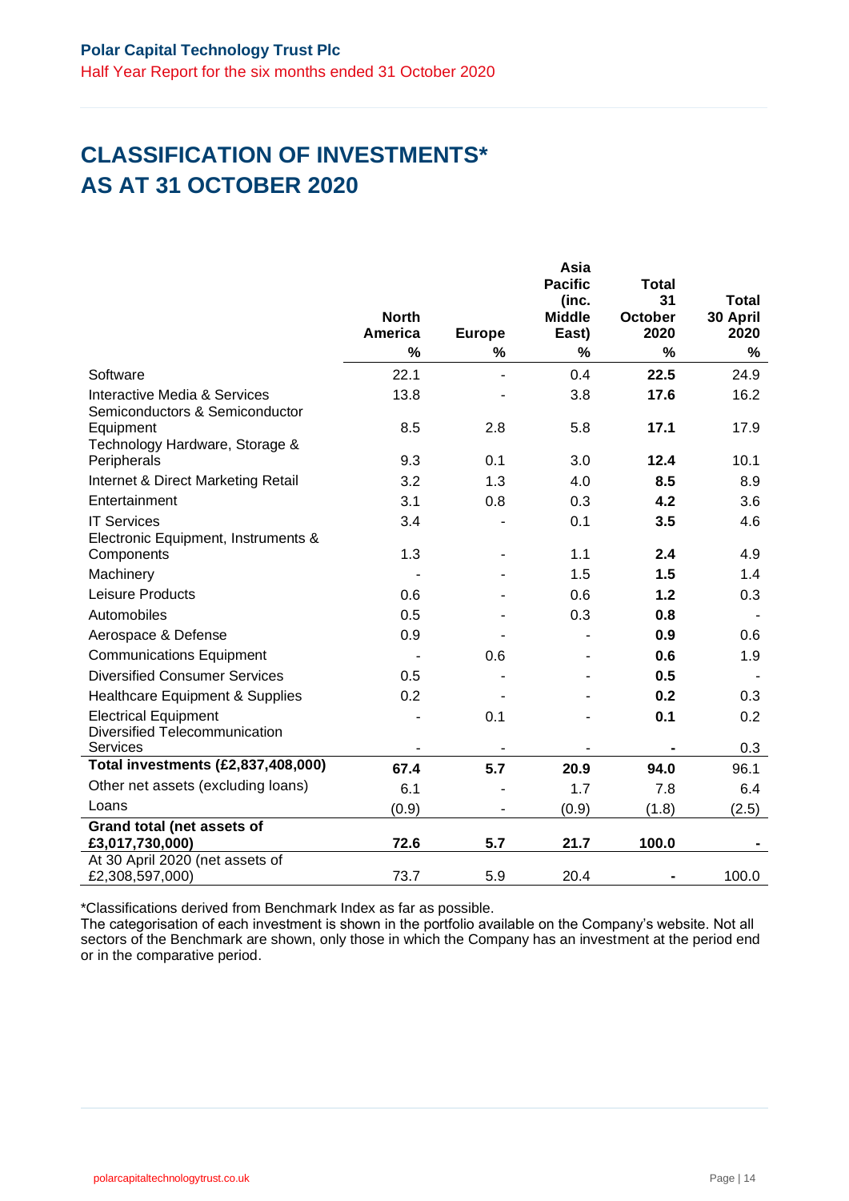# CLASSIFICATION OF INVESTMENTS* AS AT 31 OCTOBER 2020

| | North America % | Europe % | Asia Pacific (inc. Middle East) % | Total 31 October 2020 % | Total 30 April 2020 % |
|---|---|---|---|---|---|
| Software | 22.1 | - | 0.4 | **22.5** | 24.9 |
| Interactive Media & Services | 13.8 | - | 3.8 | **17.6** | 16.2 |
| Semiconductors & Semiconductor Equipment | 8.5 | 2.8 | 5.8 | **17.1** | 17.9 |
| Technology Hardware, Storage & Peripherals | 9.3 | 0.1 | 3.0 | **12.4** | 10.1 |
| Internet & Direct Marketing Retail | 3.2 | 1.3 | 4.0 | **8.5** | 8.9 |
| Entertainment | 3.1 | 0.8 | 0.3 | **4.2** | 3.6 |
| IT Services | 3.4 | - | 0.1 | **3.5** | 4.6 |
| Electronic Equipment, Instruments & Components | 1.3 | - | 1.1 | **2.4** | 4.9 |
| Machinery | - | - | 1.5 | **1.5** | 1.4 |
| Leisure Products | 0.6 | - | 0.6 | **1.2** | 0.3 |
| Automobiles | 0.5 | - | 0.3 | **0.8** | - |
| Aerospace & Defense | 0.9 | - | - | **0.9** | 0.6 |
| Communications Equipment | - | 0.6 | - | **0.6** | 1.9 |
| Diversified Consumer Services | 0.5 | - | - | **0.5** | - |
| Healthcare Equipment & Supplies | 0.2 | - | - | **0.2** | 0.3 |
| Electrical Equipment | - | 0.1 | - | **0.1** | 0.2 |
| Diversified Telecommunication Services | - | - | - | **-** | 0.3 |
| **Total investments (£2,837,408,000)** | **67.4** | **5.7** | **20.9** | **94.0** | 96.1 |
| Other net assets (excluding loans) | 6.1 | - | 1.7 | 7.8 | 6.4 |
| Loans | (0.9) | - | (0.9) | (1.8) | (2.5) |
| **Grand total (net assets of £3,017,730,000)** | **72.6** | **5.7** | **21.7** | **100.0** | **-** |
| At 30 April 2020 (net assets of £2,308,597,000) | 73.7 | 5.9 | 20.4 | **-** | 100.0 |

*Classifications derived from Benchmark Index as far as possible.

The categorisation of each investment is shown in the portfolio available on the Company's website. Not all sectors of the Benchmark are shown, only those in which the Company has an investment at the period end or in the comparative period.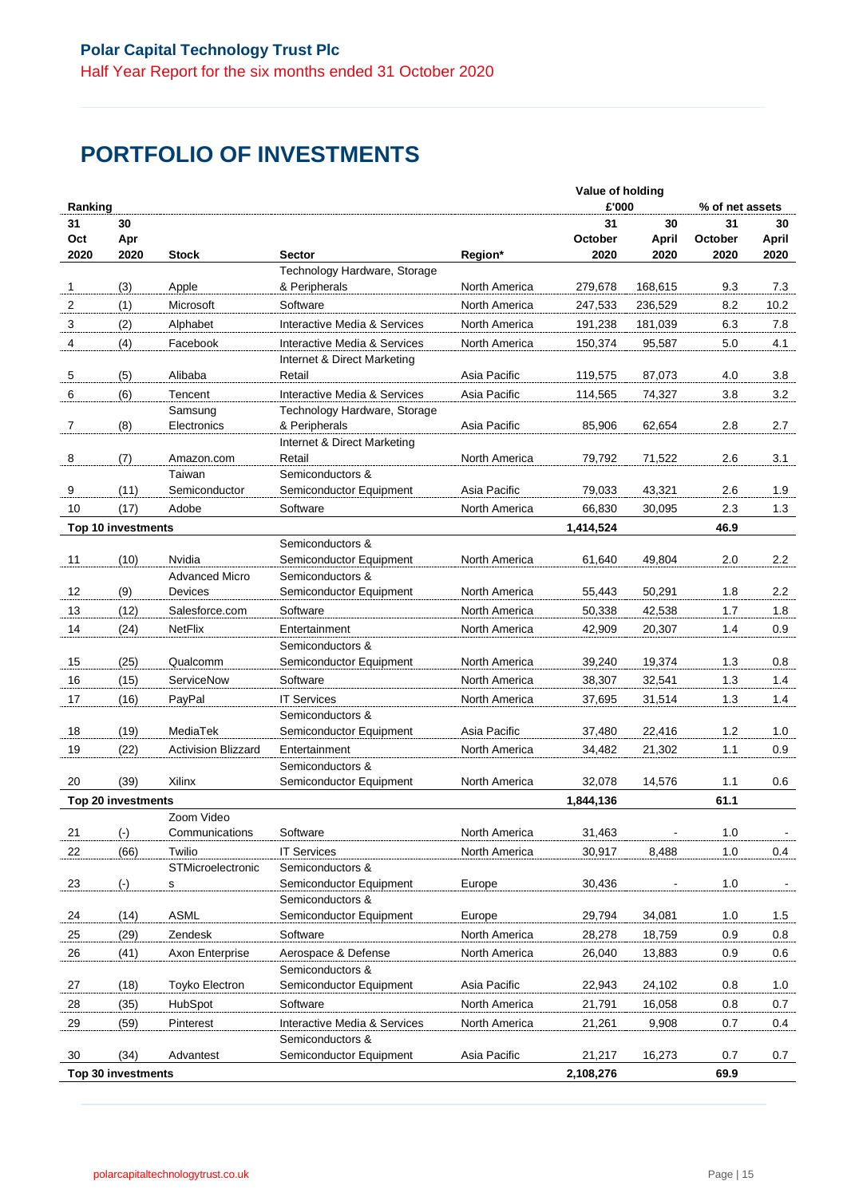# PORTFOLIO OF INVESTMENTS

| Ranking | | | | | Value of holding £'000 | | % of net assets | |
|---|---|---|---|---|---|---|---|---|
| 31 Oct 2020 | 30 Apr 2020 | Stock | Sector | Region* | 31 October 2020 | 30 April 2020 | 31 October 2020 | 30 April 2020 |
| 1 | (3) | Apple | Technology Hardware, Storage & Peripherals | North America | 279,678 | 168,615 | 9.3 | 7.3 |
| 2 | (1) | Microsoft | Software | North America | 247,533 | 236,529 | 8.2 | 10.2 |
| 3 | (2) | Alphabet | Interactive Media & Services | North America | 191,238 | 181,039 | 6.3 | 7.8 |
| 4 | (4) | Facebook | Interactive Media & Services | North America | 150,374 | 95,587 | 5.0 | 4.1 |
| 5 | (5) | Alibaba | Internet & Direct Marketing Retail | Asia Pacific | 119,575 | 87,073 | 4.0 | 3.8 |
| 6 | (6) | Tencent | Interactive Media & Services | Asia Pacific | 114,565 | 74,327 | 3.8 | 3.2 |
| 7 | (8) | Samsung Electronics | Technology Hardware, Storage & Peripherals | Asia Pacific | 85,906 | 62,654 | 2.8 | 2.7 |
| 8 | (7) | Amazon.com | Internet & Direct Marketing Retail | North America | 79,792 | 71,522 | 2.6 | 3.1 |
| 9 | (11) | Taiwan Semiconductor | Semiconductors & Semiconductor Equipment | Asia Pacific | 79,033 | 43,321 | 2.6 | 1.9 |
| 10 | (17) | Adobe | Software | North America | 66,830 | 30,095 | 2.3 | 1.3 |
| **Top 10 investments** | | | | | **1,414,524** | | **46.9** | |
| 11 | (10) | Nvidia | Semiconductors & Semiconductor Equipment | North America | 61,640 | 49,804 | 2.0 | 2.2 |
| 12 | (9) | Advanced Micro Devices | Semiconductors & Semiconductor Equipment | North America | 55,443 | 50,291 | 1.8 | 2.2 |
| 13 | (12) | Salesforce.com | Software | North America | 50,338 | 42,538 | 1.7 | 1.8 |
| 14 | (24) | NetFlix | Entertainment | North America | 42,909 | 20,307 | 1.4 | 0.9 |
| 15 | (25) | Qualcomm | Semiconductors & Semiconductor Equipment | North America | 39,240 | 19,374 | 1.3 | 0.8 |
| 16 | (15) | ServiceNow | Software | North America | 38,307 | 32,541 | 1.3 | 1.4 |
| 17 | (16) | PayPal | IT Services | North America | 37,695 | 31,514 | 1.3 | 1.4 |
| 18 | (19) | MediaTek | Semiconductors & Semiconductor Equipment | Asia Pacific | 37,480 | 22,416 | 1.2 | 1.0 |
| 19 | (22) | Activision Blizzard | Entertainment | North America | 34,482 | 21,302 | 1.1 | 0.9 |
| 20 | (39) | Xilinx | Semiconductors & Semiconductor Equipment | North America | 32,078 | 14,576 | 1.1 | 0.6 |
| **Top 20 investments** | | | | | **1,844,136** | | **61.1** | |
| 21 | (-) | Zoom Video Communications | Software | North America | 31,463 | - | 1.0 | - |
| 22 | (66) | Twilio | IT Services | North America | 30,917 | 8,488 | 1.0 | 0.4 |
| 23 | (-) | STMicroelectronics | Semiconductors & Semiconductor Equipment | Europe | 30,436 | - | 1.0 | - |
| 24 | (14) | ASML | Semiconductors & Semiconductor Equipment | Europe | 29,794 | 34,081 | 1.0 | 1.5 |
| 25 | (29) | Zendesk | Software | North America | 28,278 | 18,759 | 0.9 | 0.8 |
| 26 | (41) | Axon Enterprise | Aerospace & Defense | North America | 26,040 | 13,883 | 0.9 | 0.6 |
| 27 | (18) | Toyko Electron | Semiconductors & Semiconductor Equipment | Asia Pacific | 22,943 | 24,102 | 0.8 | 1.0 |
| 28 | (35) | HubSpot | Software | North America | 21,791 | 16,058 | 0.8 | 0.7 |
| 29 | (59) | Pinterest | Interactive Media & Services | North America | 21,261 | 9,908 | 0.7 | 0.4 |
| 30 | (34) | Advantest | Semiconductors & Semiconductor Equipment | Asia Pacific | 21,217 | 16,273 | 0.7 | 0.7 |
| **Top 30 investments** | | | | | **2,108,276** | | **69.9** | |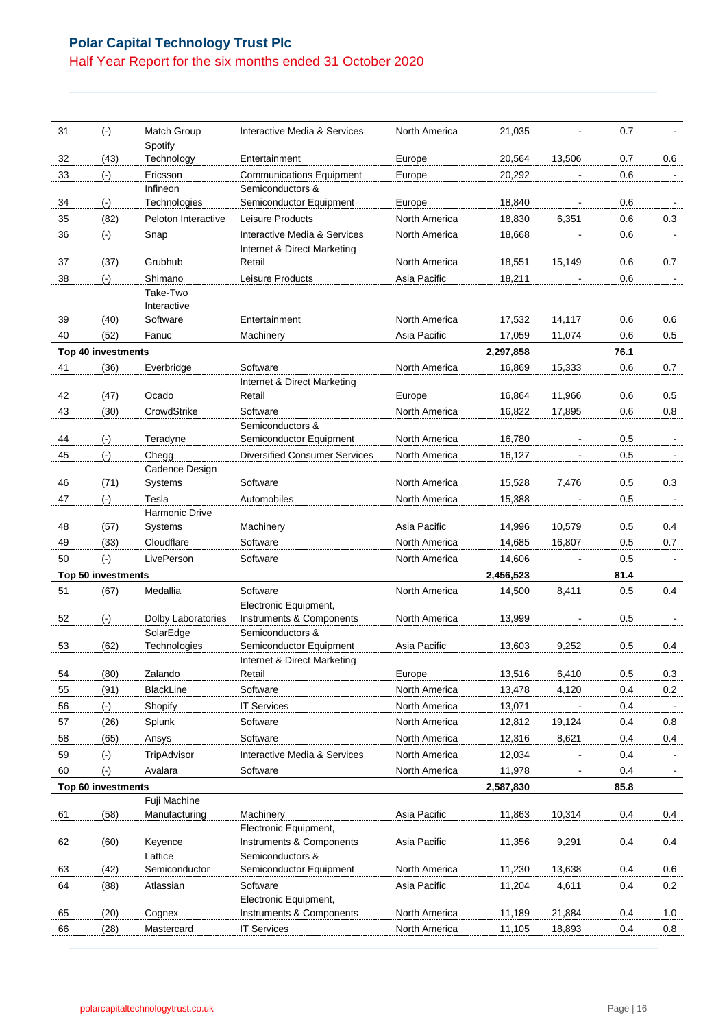| | | | | | | | | |
|---|---|---|---|---|---|---|---|---|
| 31 | (-) | Match Group | Interactive Media & Services | North America | 21,035 | - | 0.7 | - |
| 32 | (43) | Spotify Technology | Entertainment | Europe | 20,564 | 13,506 | 0.7 | 0.6 |
| 33 | (-) | Ericsson | Communications Equipment | Europe | 20,292 | - | 0.6 | - |
| 34 | (-) | Infineon Technologies | Semiconductors & Semiconductor Equipment | Europe | 18,840 | - | 0.6 | - |
| 35 | (82) | Peloton Interactive | Leisure Products | North America | 18,830 | 6,351 | 0.6 | 0.3 |
| 36 | (-) | Snap | Interactive Media & Services | North America | 18,668 | - | 0.6 | - |
| 37 | (37) | Grubhub | Internet & Direct Marketing Retail | North America | 18,551 | 15,149 | 0.6 | 0.7 |
| 38 | (-) | Shimano | Leisure Products | Asia Pacific | 18,211 | - | 0.6 | - |
| 39 | (40) | Take-Two Interactive Software | Entertainment | North America | 17,532 | 14,117 | 0.6 | 0.6 |
| 40 | (52) | Fanuc | Machinery | Asia Pacific | 17,059 | 11,074 | 0.6 | 0.5 |
| **Top 40 investments** | | | | | **2,297,858** | | **76.1** | |
| 41 | (36) | Everbridge | Software | North America | 16,869 | 15,333 | 0.6 | 0.7 |
| 42 | (47) | Ocado | Internet & Direct Marketing Retail | Europe | 16,864 | 11,966 | 0.6 | 0.5 |
| 43 | (30) | CrowdStrike | Software | North America | 16,822 | 17,895 | 0.6 | 0.8 |
| 44 | (-) | Teradyne | Semiconductors & Semiconductor Equipment | North America | 16,780 | - | 0.5 | - |
| 45 | (-) | Chegg | Diversified Consumer Services | North America | 16,127 | - | 0.5 | - |
| 46 | (71) | Cadence Design Systems | Software | North America | 15,528 | 7,476 | 0.5 | 0.3 |
| 47 | (-) | Tesla | Automobiles | North America | 15,388 | - | 0.5 | - |
| 48 | (57) | Harmonic Drive Systems | Machinery | Asia Pacific | 14,996 | 10,579 | 0.5 | 0.4 |
| 49 | (33) | Cloudflare | Software | North America | 14,685 | 16,807 | 0.5 | 0.7 |
| 50 | (-) | LivePerson | Software | North America | 14,606 | - | 0.5 | - |
| **Top 50 investments** | | | | | **2,456,523** | | **81.4** | |
| 51 | (67) | Medallia | Software | North America | 14,500 | 8,411 | 0.5 | 0.4 |
| 52 | (-) | Dolby Laboratories | Electronic Equipment, Instruments & Components | North America | 13,999 | - | 0.5 | - |
| 53 | (62) | SolarEdge Technologies | Semiconductors & Semiconductor Equipment | Asia Pacific | 13,603 | 9,252 | 0.5 | 0.4 |
| 54 | (80) | Zalando | Internet & Direct Marketing Retail | Europe | 13,516 | 6,410 | 0.5 | 0.3 |
| 55 | (91) | BlackLine | Software | North America | 13,478 | 4,120 | 0.4 | 0.2 |
| 56 | (-) | Shopify | IT Services | North America | 13,071 | - | 0.4 | - |
| 57 | (26) | Splunk | Software | North America | 12,812 | 19,124 | 0.4 | 0.8 |
| 58 | (65) | Ansys | Software | North America | 12,316 | 8,621 | 0.4 | 0.4 |
| 59 | (-) | TripAdvisor | Interactive Media & Services | North America | 12,034 | - | 0.4 | - |
| 60 | (-) | Avalara | Software | North America | 11,978 | - | 0.4 | - |
| **Top 60 investments** | | | | | **2,587,830** | | **85.8** | |
| 61 | (58) | Fuji Machine Manufacturing | Machinery | Asia Pacific | 11,863 | 10,314 | 0.4 | 0.4 |
| 62 | (60) | Keyence | Electronic Equipment, Instruments & Components | Asia Pacific | 11,356 | 9,291 | 0.4 | 0.4 |
| 63 | (42) | Lattice Semiconductor | Semiconductors & Semiconductor Equipment | North America | 11,230 | 13,638 | 0.4 | 0.6 |
| 64 | (88) | Atlassian | Software | Asia Pacific | 11,204 | 4,611 | 0.4 | 0.2 |
| 65 | (20) | Cognex | Electronic Equipment, Instruments & Components | North America | 11,189 | 21,884 | 0.4 | 1.0 |
| 66 | (28) | Mastercard | IT Services | North America | 11,105 | 18,893 | 0.4 | 0.8 |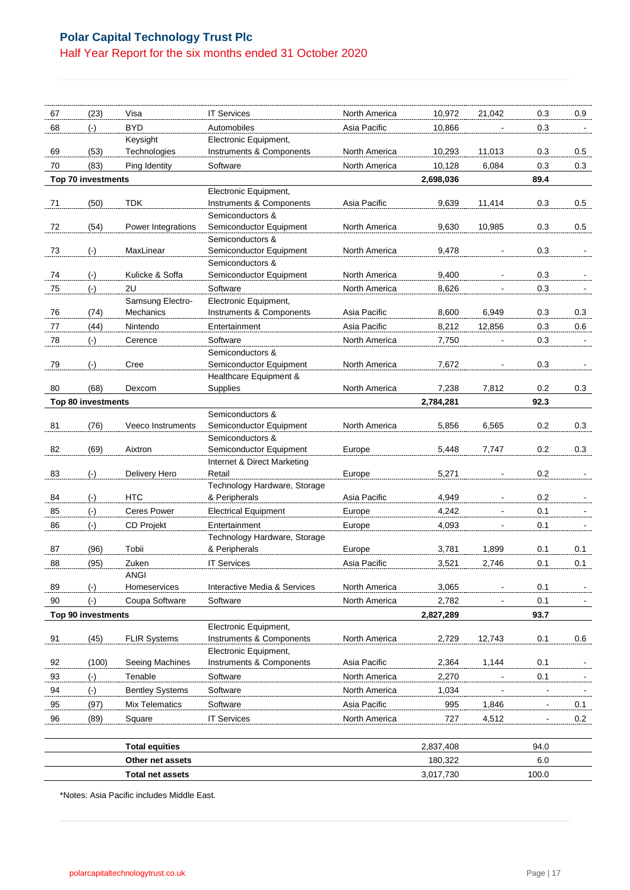| | | | | | | | | |
|---|---|---|---|---|---|---|---|---|
| 67 | (23) | Visa | IT Services | North America | 10,972 | 21,042 | 0.3 | 0.9 |
| 68 | (-) | BYD | Automobiles | Asia Pacific | 10,866 | - | 0.3 | - |
| 69 | (53) | Keysight Technologies | Electronic Equipment, Instruments & Components | North America | 10,293 | 11,013 | 0.3 | 0.5 |
| 70 | (83) | Ping Identity | Software | North America | 10,128 | 6,084 | 0.3 | 0.3 |
| **Top 70 investments** | | | | | **2,698,036** | | **89.4** | |
| 71 | (50) | TDK | Electronic Equipment, Instruments & Components | Asia Pacific | 9,639 | 11,414 | 0.3 | 0.5 |
| 72 | (54) | Power Integrations | Semiconductors & Semiconductor Equipment | North America | 9,630 | 10,985 | 0.3 | 0.5 |
| 73 | (-) | MaxLinear | Semiconductors & Semiconductor Equipment | North America | 9,478 | - | 0.3 | - |
| 74 | (-) | Kulicke & Soffa | Semiconductors & Semiconductor Equipment | North America | 9,400 | - | 0.3 | - |
| 75 | (-) | 2U | Software | North America | 8,626 | - | 0.3 | - |
| 76 | (74) | Samsung Electro-Mechanics | Electronic Equipment, Instruments & Components | Asia Pacific | 8,600 | 6,949 | 0.3 | 0.3 |
| 77 | (44) | Nintendo | Entertainment | Asia Pacific | 8,212 | 12,856 | 0.3 | 0.6 |
| 78 | (-) | Cerence | Software | North America | 7,750 | - | 0.3 | - |
| 79 | (-) | Cree | Semiconductors & Semiconductor Equipment | North America | 7,672 | - | 0.3 | - |
| 80 | (68) | Dexcom | Healthcare Equipment & Supplies | North America | 7,238 | 7,812 | 0.2 | 0.3 |
| **Top 80 investments** | | | | | **2,784,281** | | **92.3** | |
| 81 | (76) | Veeco Instruments | Semiconductors & Semiconductor Equipment | North America | 5,856 | 6,565 | 0.2 | 0.3 |
| 82 | (69) | Aixtron | Semiconductors & Semiconductor Equipment | Europe | 5,448 | 7,747 | 0.2 | 0.3 |
| 83 | (-) | Delivery Hero | Internet & Direct Marketing Retail | Europe | 5,271 | - | 0.2 | - |
| 84 | (-) | HTC | Technology Hardware, Storage & Peripherals | Asia Pacific | 4,949 | - | 0.2 | - |
| 85 | (-) | Ceres Power | Electrical Equipment | Europe | 4,242 | - | 0.1 | - |
| 86 | (-) | CD Projekt | Entertainment | Europe | 4,093 | - | 0.1 | - |
| 87 | (96) | Tobii | Technology Hardware, Storage & Peripherals | Europe | 3,781 | 1,899 | 0.1 | 0.1 |
| 88 | (95) | Zuken | IT Services | Asia Pacific | 3,521 | 2,746 | 0.1 | 0.1 |
| 89 | (-) | ANGI Homeservices | Interactive Media & Services | North America | 3,065 | - | 0.1 | - |
| 90 | (-) | Coupa Software | Software | North America | 2,782 | - | 0.1 | - |
| **Top 90 investments** | | | | | **2,827,289** | | **93.7** | |
| 91 | (45) | FLIR Systems | Electronic Equipment, Instruments & Components | North America | 2,729 | 12,743 | 0.1 | 0.6 |
| 92 | (100) | Seeing Machines | Electronic Equipment, Instruments & Components | Asia Pacific | 2,364 | 1,144 | 0.1 | - |
| 93 | (-) | Tenable | Software | North America | 2,270 | - | 0.1 | - |
| 94 | (-) | Bentley Systems | Software | North America | 1,034 | - | - | - |
| 95 | (97) | Mix Telematics | Software | Asia Pacific | 995 | 1,846 | - | 0.1 |
| 96 | (89) | Square | IT Services | North America | 727 | 4,512 | - | 0.2 |
| | | **Total equities** | | | 2,837,408 | | 94.0 | |
| | | **Other net assets** | | | 180,322 | | 6.0 | |
| | | **Total net assets** | | | 3,017,730 | | 100.0 | |

*Notes: Asia Pacific includes Middle East.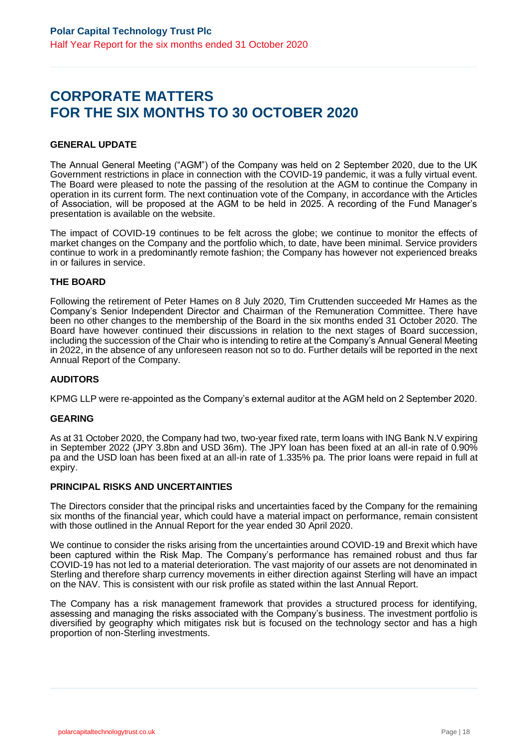# CORPORATE MATTERS FOR THE SIX MONTHS TO 30 OCTOBER 2020

## GENERAL UPDATE

The Annual General Meeting ("AGM") of the Company was held on 2 September 2020, due to the UK Government restrictions in place in connection with the COVID-19 pandemic, it was a fully virtual event. The Board were pleased to note the passing of the resolution at the AGM to continue the Company in operation in its current form. The next continuation vote of the Company, in accordance with the Articles of Association, will be proposed at the AGM to be held in 2025. A recording of the Fund Manager's presentation is available on the website.

The impact of COVID-19 continues to be felt across the globe; we continue to monitor the effects of market changes on the Company and the portfolio which, to date, have been minimal. Service providers continue to work in a predominantly remote fashion; the Company has however not experienced breaks in or failures in service.

## THE BOARD

Following the retirement of Peter Hames on 8 July 2020, Tim Cruttenden succeeded Mr Hames as the Company's Senior Independent Director and Chairman of the Remuneration Committee. There have been no other changes to the membership of the Board in the six months ended 31 October 2020. The Board have however continued their discussions in relation to the next stages of Board succession, including the succession of the Chair who is intending to retire at the Company's Annual General Meeting in 2022, in the absence of any unforeseen reason not so to do. Further details will be reported in the next Annual Report of the Company.

## AUDITORS

KPMG LLP were re-appointed as the Company's external auditor at the AGM held on 2 September 2020.

## GEARING

As at 31 October 2020, the Company had two, two-year fixed rate, term loans with ING Bank N.V expiring in September 2022 (JPY 3.8bn and USD 36m). The JPY loan has been fixed at an all-in rate of 0.90% pa and the USD loan has been fixed at an all-in rate of 1.335% pa. The prior loans were repaid in full at expiry.

## PRINCIPAL RISKS AND UNCERTAINTIES

The Directors consider that the principal risks and uncertainties faced by the Company for the remaining six months of the financial year, which could have a material impact on performance, remain consistent with those outlined in the Annual Report for the year ended 30 April 2020.

We continue to consider the risks arising from the uncertainties around COVID-19 and Brexit which have been captured within the Risk Map. The Company's performance has remained robust and thus far COVID-19 has not led to a material deterioration. The vast majority of our assets are not denominated in Sterling and therefore sharp currency movements in either direction against Sterling will have an impact on the NAV. This is consistent with our risk profile as stated within the last Annual Report.

The Company has a risk management framework that provides a structured process for identifying, assessing and managing the risks associated with the Company's business. The investment portfolio is diversified by geography which mitigates risk but is focused on the technology sector and has a high proportion of non-Sterling investments.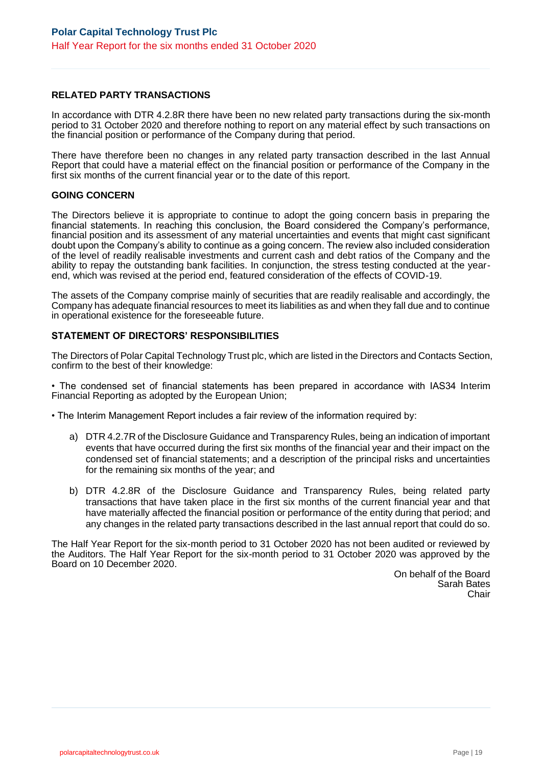## RELATED PARTY TRANSACTIONS

In accordance with DTR 4.2.8R there have been no new related party transactions during the six-month period to 31 October 2020 and therefore nothing to report on any material effect by such transactions on the financial position or performance of the Company during that period.

There have therefore been no changes in any related party transaction described in the last Annual Report that could have a material effect on the financial position or performance of the Company in the first six months of the current financial year or to the date of this report.

## GOING CONCERN

The Directors believe it is appropriate to continue to adopt the going concern basis in preparing the financial statements. In reaching this conclusion, the Board considered the Company's performance, financial position and its assessment of any material uncertainties and events that might cast significant doubt upon the Company's ability to continue as a going concern. The review also included consideration of the level of readily realisable investments and current cash and debt ratios of the Company and the ability to repay the outstanding bank facilities. In conjunction, the stress testing conducted at the year-end, which was revised at the period end, featured consideration of the effects of COVID-19.

The assets of the Company comprise mainly of securities that are readily realisable and accordingly, the Company has adequate financial resources to meet its liabilities as and when they fall due and to continue in operational existence for the foreseeable future.

## STATEMENT OF DIRECTORS' RESPONSIBILITIES

The Directors of Polar Capital Technology Trust plc, which are listed in the Directors and Contacts Section, confirm to the best of their knowledge:

- The condensed set of financial statements has been prepared in accordance with IAS34 Interim Financial Reporting as adopted by the European Union;
- The Interim Management Report includes a fair review of the information required by:

  a) DTR 4.2.7R of the Disclosure Guidance and Transparency Rules, being an indication of important events that have occurred during the first six months of the financial year and their impact on the condensed set of financial statements; and a description of the principal risks and uncertainties for the remaining six months of the year; and

  b) DTR 4.2.8R of the Disclosure Guidance and Transparency Rules, being related party transactions that have taken place in the first six months of the current financial year and that have materially affected the financial position or performance of the entity during that period; and any changes in the related party transactions described in the last annual report that could do so.

The Half Year Report for the six-month period to 31 October 2020 has not been audited or reviewed by the Auditors. The Half Year Report for the six-month period to 31 October 2020 was approved by the Board on 10 December 2020.

On behalf of the Board
Sarah Bates
Chair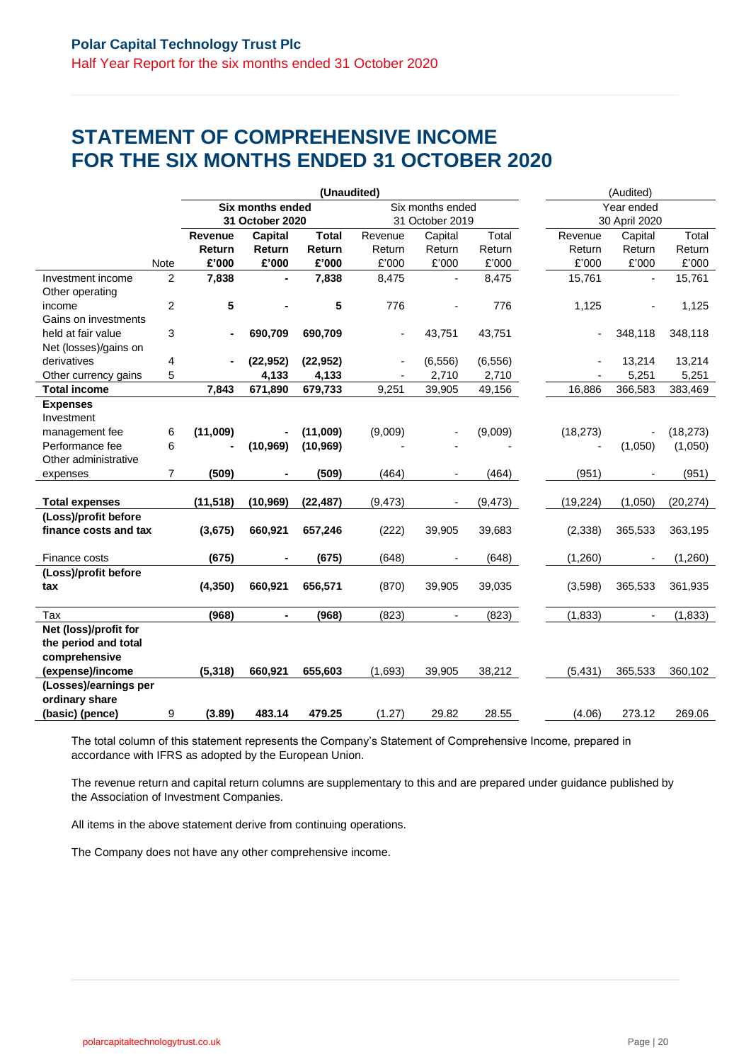# STATEMENT OF COMPREHENSIVE INCOME FOR THE SIX MONTHS ENDED 31 OCTOBER 2020

| | | (Unaudited) | | | | | | (Audited) | | |
|---|---|---|---|---|---|---|---|---|---|---|
| | | **Six months ended 31 October 2020** | | | Six months ended 31 October 2019 | | | Year ended 30 April 2020 | | |
| | Note | **Revenue Return £'000** | **Capital Return £'000** | **Total Return £'000** | Revenue Return £'000 | Capital Return £'000 | Total Return £'000 | Revenue Return £'000 | Capital Return £'000 | Total Return £'000 |
| Investment income | 2 | **7,838** | **-** | **7,838** | 8,475 | - | 8,475 | 15,761 | - | 15,761 |
| Other operating income | 2 | **5** | **-** | **5** | 776 | - | 776 | 1,125 | - | 1,125 |
| Gains on investments held at fair value | 3 | **-** | **690,709** | **690,709** | - | 43,751 | 43,751 | - | 348,118 | 348,118 |
| Net (losses)/gains on derivatives | 4 | **-** | **(22,952)** | **(22,952)** | - | (6,556) | (6,556) | - | 13,214 | 13,214 |
| Other currency gains | 5 | | **4,133** | **4,133** | - | 2,710 | 2,710 | - | 5,251 | 5,251 |
| **Total income** | | **7,843** | **671,890** | **679,733** | 9,251 | 39,905 | 49,156 | 16,886 | 366,583 | 383,469 |
| **Expenses** | | | | | | | | | | |
| Investment management fee | 6 | **(11,009)** | **-** | **(11,009)** | (9,009) | - | (9,009) | (18,273) | - | (18,273) |
| Performance fee | 6 | **-** | **(10,969)** | **(10,969)** | - | - | - | - | (1,050) | (1,050) |
| Other administrative expenses | 7 | **(509)** | **-** | **(509)** | (464) | - | (464) | (951) | - | (951) |
| **Total expenses** | | **(11,518)** | **(10,969)** | **(22,487)** | (9,473) | - | (9,473) | (19,224) | (1,050) | (20,274) |
| **(Loss)/profit before finance costs and tax** | | **(3,675)** | **660,921** | **657,246** | (222) | 39,905 | 39,683 | (2,338) | 365,533 | 363,195 |
| Finance costs | | **(675)** | **-** | **(675)** | (648) | - | (648) | (1,260) | - | (1,260) |
| **(Loss)/profit before tax** | | **(4,350)** | **660,921** | **656,571** | (870) | 39,905 | 39,035 | (3,598) | 365,533 | 361,935 |
| Tax | | **(968)** | **-** | **(968)** | (823) | - | (823) | (1,833) | - | (1,833) |
| **Net (loss)/profit for the period and total comprehensive (expense)/income** | | **(5,318)** | **660,921** | **655,603** | (1,693) | 39,905 | 38,212 | (5,431) | 365,533 | 360,102 |
| **(Losses)/earnings per ordinary share (basic) (pence)** | 9 | **(3.89)** | **483.14** | **479.25** | (1.27) | 29.82 | 28.55 | (4.06) | 273.12 | 269.06 |

The total column of this statement represents the Company's Statement of Comprehensive Income, prepared in accordance with IFRS as adopted by the European Union.

The revenue return and capital return columns are supplementary to this and are prepared under guidance published by the Association of Investment Companies.

All items in the above statement derive from continuing operations.

The Company does not have any other comprehensive income.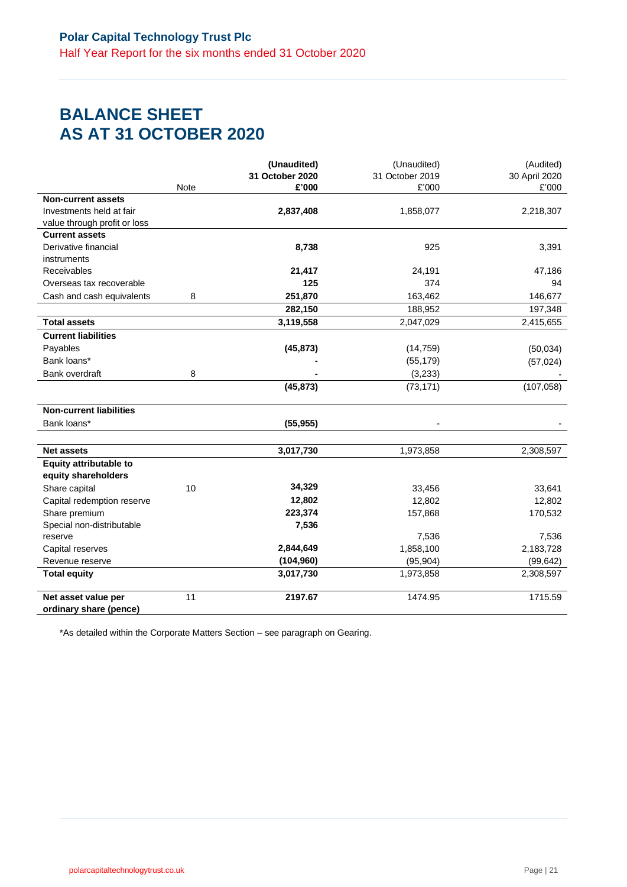# BALANCE SHEET
# AS AT 31 OCTOBER 2020

| | Note | **(Unaudited) 31 October 2020 £'000** | (Unaudited) 31 October 2019 £'000 | (Audited) 30 April 2020 £'000 |
|---|---|---|---|---|
| **Non-current assets** | | | | |
| Investments held at fair value through profit or loss | | **2,837,408** | 1,858,077 | 2,218,307 |
| **Current assets** | | | | |
| Derivative financial instruments | | **8,738** | 925 | 3,391 |
| Receivables | | **21,417** | 24,191 | 47,186 |
| Overseas tax recoverable | | **125** | 374 | 94 |
| Cash and cash equivalents | 8 | **251,870** | 163,462 | 146,677 |
| | | **282,150** | 188,952 | 197,348 |
| **Total assets** | | **3,119,558** | 2,047,029 | 2,415,655 |
| **Current liabilities** | | | | |
| Payables | | **(45,873)** | (14,759) | (50,034) |
| Bank loans* | | **-** | (55,179) | (57,024) |
| Bank overdraft | 8 | **-** | (3,233) | - |
| | | **(45,873)** | (73,171) | (107,058) |
| **Non-current liabilities** | | | | |
| Bank loans* | | **(55,955)** | - | - |
| **Net assets** | | **3,017,730** | 1,973,858 | 2,308,597 |
| **Equity attributable to equity shareholders** | | | | |
| Share capital | 10 | **34,329** | 33,456 | 33,641 |
| Capital redemption reserve | | **12,802** | 12,802 | 12,802 |
| Share premium | | **223,374** | 157,868 | 170,532 |
| Special non-distributable reserve | | **7,536** | 7,536 | 7,536 |
| Capital reserves | | **2,844,649** | 1,858,100 | 2,183,728 |
| Revenue reserve | | **(104,960)** | (95,904) | (99,642) |
| **Total equity** | | **3,017,730** | 1,973,858 | 2,308,597 |
| **Net asset value per ordinary share (pence)** | 11 | **2197.67** | 1474.95 | 1715.59 |

*As detailed within the Corporate Matters Section – see paragraph on Gearing.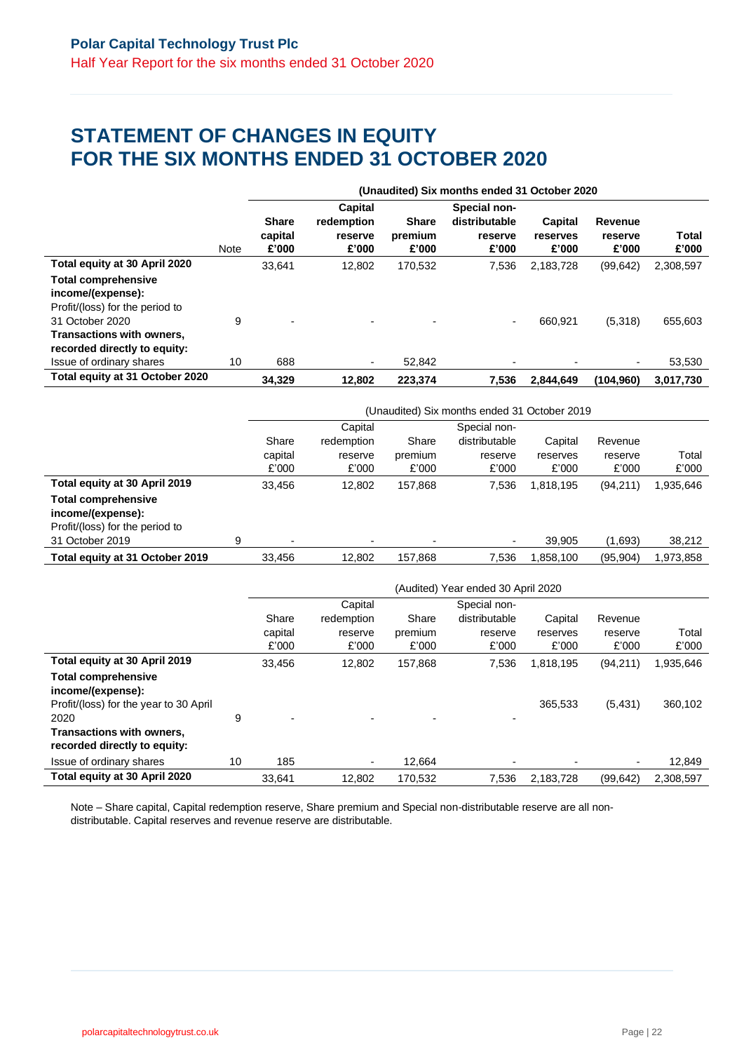# STATEMENT OF CHANGES IN EQUITY FOR THE SIX MONTHS ENDED 31 OCTOBER 2020

| | Note | **(Unaudited) Six months ended 31 October 2020** | | | | | | |
|---|---|---|---|---|---|---|---|---|
| | | **Share capital £'000** | **Capital redemption reserve £'000** | **Share premium £'000** | **Special non-distributable reserve £'000** | **Capital reserves £'000** | **Revenue reserve £'000** | **Total £'000** |
| **Total equity at 30 April 2020** | | 33,641 | 12,802 | 170,532 | 7,536 | 2,183,728 | (99,642) | 2,308,597 |
| **Total comprehensive income/(expense):** | | | | | | | | |
| Profit/(loss) for the period to 31 October 2020 | 9 | - | - | - | - | 660,921 | (5,318) | 655,603 |
| **Transactions with owners, recorded directly to equity:** | | | | | | | | |
| Issue of ordinary shares | 10 | 688 | - | 52,842 | - | - | - | 53,530 |
| **Total equity at 31 October 2020** | | **34,329** | **12,802** | **223,374** | **7,536** | **2,844,649** | **(104,960)** | **3,017,730** |

| | Note | (Unaudited) Six months ended 31 October 2019 | | | | | | |
|---|---|---|---|---|---|---|---|---|
| | | Share capital £'000 | Capital redemption reserve £'000 | Share premium £'000 | Special non-distributable reserve £'000 | Capital reserves £'000 | Revenue reserve £'000 | Total £'000 |
| **Total equity at 30 April 2019** | | 33,456 | 12,802 | 157,868 | 7,536 | 1,818,195 | (94,211) | 1,935,646 |
| **Total comprehensive income/(expense):** | | | | | | | | |
| Profit/(loss) for the period to 31 October 2019 | 9 | - | - | - | - | 39,905 | (1,693) | 38,212 |
| **Total equity at 31 October 2019** | | 33,456 | 12,802 | 157,868 | 7,536 | 1,858,100 | (95,904) | 1,973,858 |

| | Note | (Audited) Year ended 30 April 2020 | | | | | | |
|---|---|---|---|---|---|---|---|---|
| | | Share capital £'000 | Capital redemption reserve £'000 | Share premium £'000 | Special non-distributable reserve £'000 | Capital reserves £'000 | Revenue reserve £'000 | Total £'000 |
| **Total equity at 30 April 2019** | | 33,456 | 12,802 | 157,868 | 7,536 | 1,818,195 | (94,211) | 1,935,646 |
| **Total comprehensive income/(expense):** | | | | | | | | |
| Profit/(loss) for the year to 30 April 2020 | 9 | - | - | - | - | 365,533 | (5,431) | 360,102 |
| **Transactions with owners, recorded directly to equity:** | | | | | | | | |
| Issue of ordinary shares | 10 | 185 | - | 12,664 | - | - | - | 12,849 |
| **Total equity at 30 April 2020** | | 33,641 | 12,802 | 170,532 | 7,536 | 2,183,728 | (99,642) | 2,308,597 |

Note – Share capital, Capital redemption reserve, Share premium and Special non-distributable reserve are all non-distributable. Capital reserves and revenue reserve are distributable.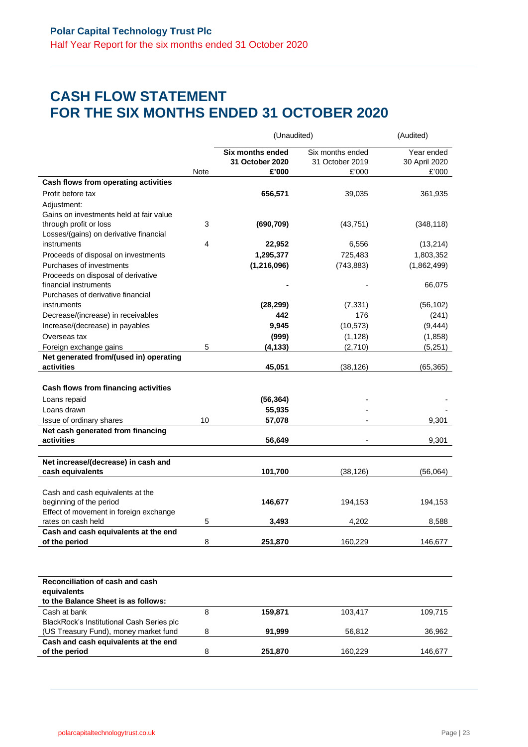# CASH FLOW STATEMENT FOR THE SIX MONTHS ENDED 31 OCTOBER 2020

| | Note | (Unaudited) Six months ended 31 October 2020 £'000 | (Unaudited) Six months ended 31 October 2019 £'000 | (Audited) Year ended 30 April 2020 £'000 |
|---|---|---|---|---|
| **Cash flows from operating activities** | | | | |
| Profit before tax | | **656,571** | 39,035 | 361,935 |
| Adjustment: | | | | |
| Gains on investments held at fair value through profit or loss | 3 | **(690,709)** | (43,751) | (348,118) |
| Losses/(gains) on derivative financial instruments | 4 | **22,952** | 6,556 | (13,214) |
| Proceeds of disposal on investments | | **1,295,377** | 725,483 | 1,803,352 |
| Purchases of investments | | **(1,216,096)** | (743,883) | (1,862,499) |
| Proceeds on disposal of derivative financial instruments | | **-** | - | 66,075 |
| Purchases of derivative financial instruments | | **(28,299)** | (7,331) | (56,102) |
| Decrease/(increase) in receivables | | **442** | 176 | (241) |
| Increase/(decrease) in payables | | **9,945** | (10,573) | (9,444) |
| Overseas tax | | **(999)** | (1,128) | (1,858) |
| Foreign exchange gains | 5 | **(4,133)** | (2,710) | (5,251) |
| **Net generated from/(used in) operating activities** | | **45,051** | (38,126) | (65,365) |
| **Cash flows from financing activities** | | | | |
| Loans repaid | | **(56,364)** | - | - |
| Loans drawn | | **55,935** | - | - |
| Issue of ordinary shares | 10 | **57,078** | - | 9,301 |
| **Net cash generated from financing activities** | | **56,649** | - | 9,301 |
| **Net increase/(decrease) in cash and cash equivalents** | | **101,700** | (38,126) | (56,064) |
| Cash and cash equivalents at the beginning of the period | | **146,677** | 194,153 | 194,153 |
| Effect of movement in foreign exchange rates on cash held | 5 | **3,493** | 4,202 | 8,588 |
| **Cash and cash equivalents at the end of the period** | 8 | **251,870** | 160,229 | 146,677 |

| **Reconciliation of cash and cash equivalents to the Balance Sheet is as follows:** | Note | Six months ended 31 October 2020 £'000 | Six months ended 31 October 2019 £'000 | Year ended 30 April 2020 £'000 |
|---|---|---|---|---|
| Cash at bank | 8 | **159,871** | 103,417 | 109,715 |
| BlackRock's Institutional Cash Series plc (US Treasury Fund), money market fund | 8 | **91,999** | 56,812 | 36,962 |
| **Cash and cash equivalents at the end of the period** | 8 | **251,870** | 160,229 | 146,677 |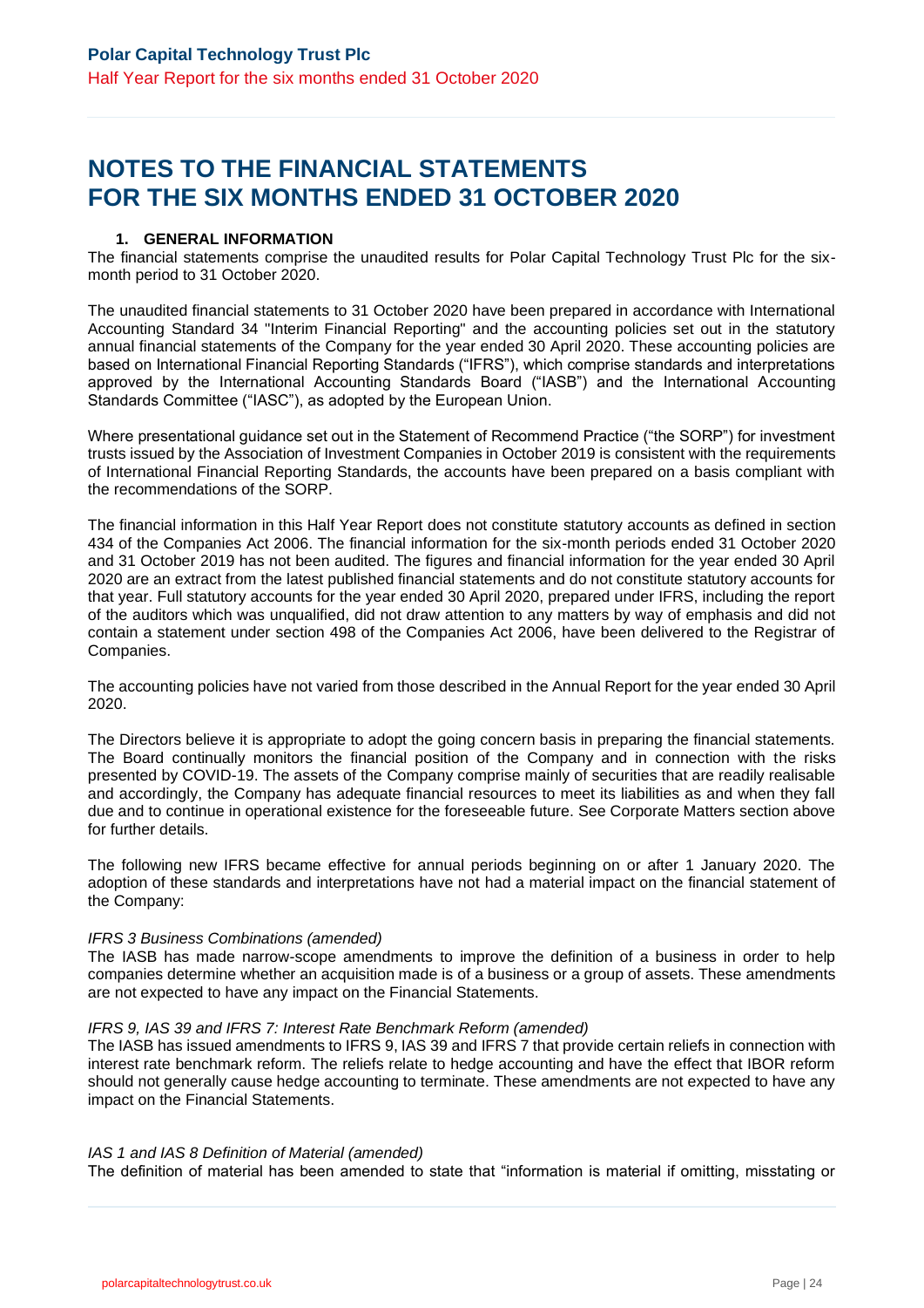# NOTES TO THE FINANCIAL STATEMENTS FOR THE SIX MONTHS ENDED 31 OCTOBER 2020

### 1. GENERAL INFORMATION

The financial statements comprise the unaudited results for Polar Capital Technology Trust Plc for the six-month period to 31 October 2020.

The unaudited financial statements to 31 October 2020 have been prepared in accordance with International Accounting Standard 34 "Interim Financial Reporting" and the accounting policies set out in the statutory annual financial statements of the Company for the year ended 30 April 2020. These accounting policies are based on International Financial Reporting Standards ("IFRS"), which comprise standards and interpretations approved by the International Accounting Standards Board ("IASB") and the International Accounting Standards Committee ("IASC"), as adopted by the European Union.

Where presentational guidance set out in the Statement of Recommend Practice ("the SORP") for investment trusts issued by the Association of Investment Companies in October 2019 is consistent with the requirements of International Financial Reporting Standards, the accounts have been prepared on a basis compliant with the recommendations of the SORP.

The financial information in this Half Year Report does not constitute statutory accounts as defined in section 434 of the Companies Act 2006. The financial information for the six-month periods ended 31 October 2020 and 31 October 2019 has not been audited. The figures and financial information for the year ended 30 April 2020 are an extract from the latest published financial statements and do not constitute statutory accounts for that year. Full statutory accounts for the year ended 30 April 2020, prepared under IFRS, including the report of the auditors which was unqualified, did not draw attention to any matters by way of emphasis and did not contain a statement under section 498 of the Companies Act 2006, have been delivered to the Registrar of Companies.

The accounting policies have not varied from those described in the Annual Report for the year ended 30 April 2020.

The Directors believe it is appropriate to adopt the going concern basis in preparing the financial statements. The Board continually monitors the financial position of the Company and in connection with the risks presented by COVID-19. The assets of the Company comprise mainly of securities that are readily realisable and accordingly, the Company has adequate financial resources to meet its liabilities as and when they fall due and to continue in operational existence for the foreseeable future. See Corporate Matters section above for further details.

The following new IFRS became effective for annual periods beginning on or after 1 January 2020. The adoption of these standards and interpretations have not had a material impact on the financial statement of the Company:

*IFRS 3 Business Combinations (amended)*
The IASB has made narrow-scope amendments to improve the definition of a business in order to help companies determine whether an acquisition made is of a business or a group of assets. These amendments are not expected to have any impact on the Financial Statements.

*IFRS 9, IAS 39 and IFRS 7: Interest Rate Benchmark Reform (amended)*
The IASB has issued amendments to IFRS 9, IAS 39 and IFRS 7 that provide certain reliefs in connection with interest rate benchmark reform. The reliefs relate to hedge accounting and have the effect that IBOR reform should not generally cause hedge accounting to terminate. These amendments are not expected to have any impact on the Financial Statements.

*IAS 1 and IAS 8 Definition of Material (amended)*
The definition of material has been amended to state that "information is material if omitting, misstating or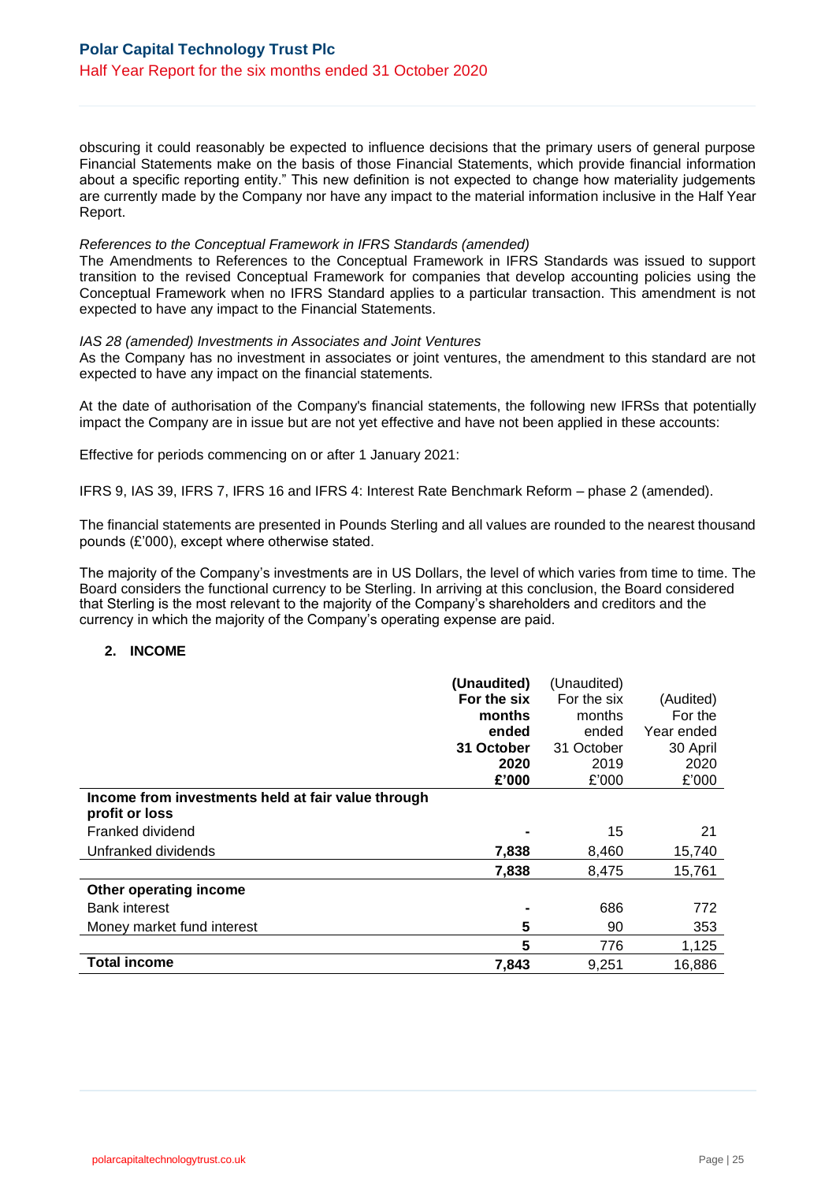obscuring it could reasonably be expected to influence decisions that the primary users of general purpose Financial Statements make on the basis of those Financial Statements, which provide financial information about a specific reporting entity." This new definition is not expected to change how materiality judgements are currently made by the Company nor have any impact to the material information inclusive in the Half Year Report.

*References to the Conceptual Framework in IFRS Standards (amended)*
The Amendments to References to the Conceptual Framework in IFRS Standards was issued to support transition to the revised Conceptual Framework for companies that develop accounting policies using the Conceptual Framework when no IFRS Standard applies to a particular transaction. This amendment is not expected to have any impact to the Financial Statements.

*IAS 28 (amended) Investments in Associates and Joint Ventures*
As the Company has no investment in associates or joint ventures, the amendment to this standard are not expected to have any impact on the financial statements.

At the date of authorisation of the Company's financial statements, the following new IFRSs that potentially impact the Company are in issue but are not yet effective and have not been applied in these accounts:

Effective for periods commencing on or after 1 January 2021:

IFRS 9, IAS 39, IFRS 7, IFRS 16 and IFRS 4: Interest Rate Benchmark Reform – phase 2 (amended).

The financial statements are presented in Pounds Sterling and all values are rounded to the nearest thousand pounds (£'000), except where otherwise stated.

The majority of the Company's investments are in US Dollars, the level of which varies from time to time. The Board considers the functional currency to be Sterling. In arriving at this conclusion, the Board considered that Sterling is the most relevant to the majority of the Company's shareholders and creditors and the currency in which the majority of the Company's operating expense are paid.

## 2. INCOME

| | **(Unaudited) For the six months ended 31 October 2020 £'000** | (Unaudited) For the six months ended 31 October 2019 £'000 | (Audited) For the Year ended 30 April 2020 £'000 |
|---|---|---|---|
| **Income from investments held at fair value through profit or loss** | | | |
| Franked dividend | **-** | 15 | 21 |
| Unfranked dividends | **7,838** | 8,460 | 15,740 |
| | **7,838** | 8,475 | 15,761 |
| **Other operating income** | | | |
| Bank interest | **-** | 686 | 772 |
| Money market fund interest | **5** | 90 | 353 |
| | **5** | 776 | 1,125 |
| **Total income** | **7,843** | 9,251 | 16,886 |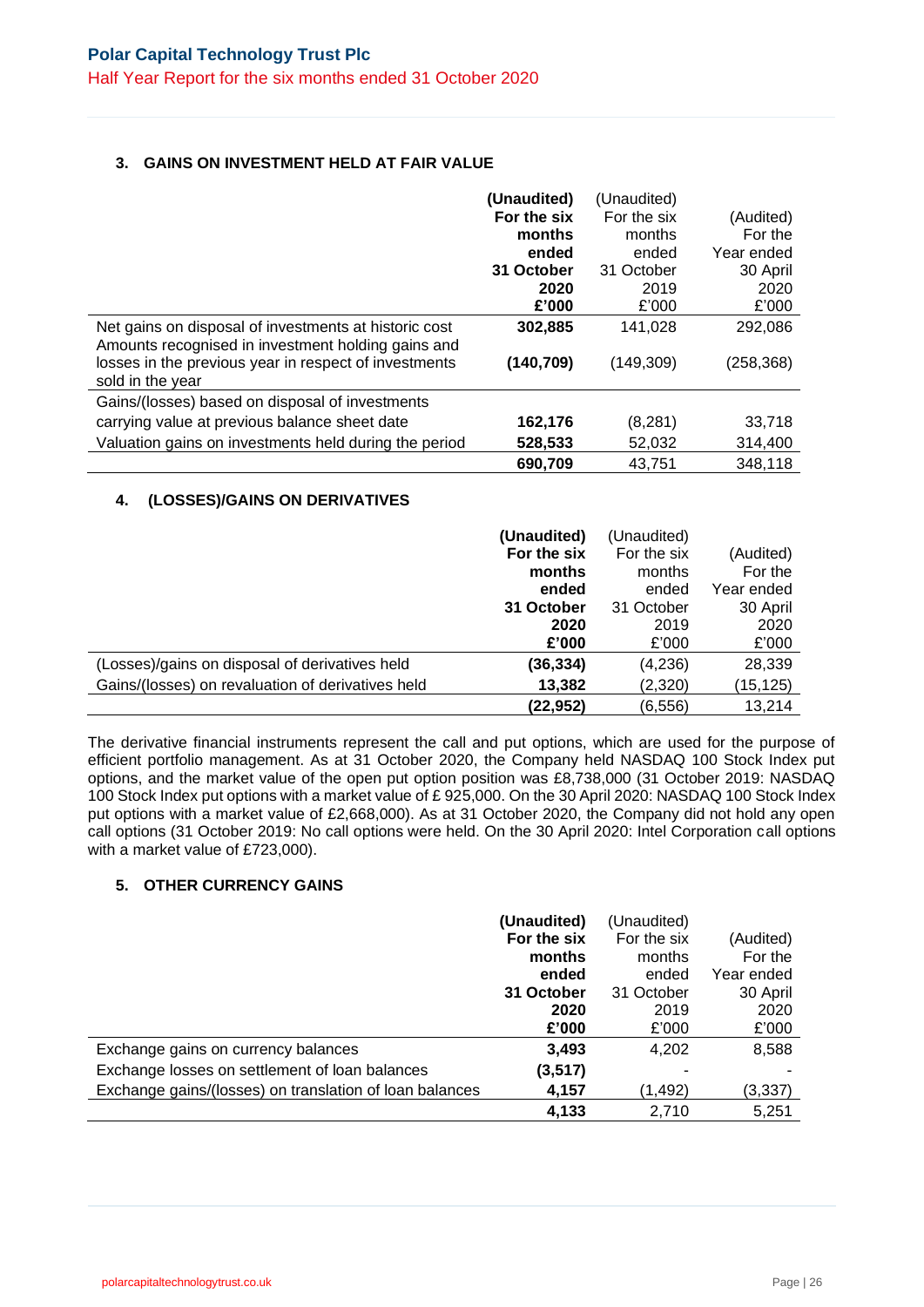### 3. GAINS ON INVESTMENT HELD AT FAIR VALUE

| | **(Unaudited) For the six months ended 31 October 2020 £'000** | (Unaudited) For the six months ended 31 October 2019 £'000 | (Audited) For the Year ended 30 April 2020 £'000 |
|---|---|---|---|
| Net gains on disposal of investments at historic cost | **302,885** | 141,028 | 292,086 |
| Amounts recognised in investment holding gains and losses in the previous year in respect of investments sold in the year | **(140,709)** | (149,309) | (258,368) |
| Gains/(losses) based on disposal of investments carrying value at previous balance sheet date | **162,176** | (8,281) | 33,718 |
| Valuation gains on investments held during the period | **528,533** | 52,032 | 314,400 |
| | **690,709** | 43,751 | 348,118 |

### 4. (LOSSES)/GAINS ON DERIVATIVES

| | **(Unaudited) For the six months ended 31 October 2020 £'000** | (Unaudited) For the six months ended 31 October 2019 £'000 | (Audited) For the Year ended 30 April 2020 £'000 |
|---|---|---|---|
| (Losses)/gains on disposal of derivatives held | **(36,334)** | (4,236) | 28,339 |
| Gains/(losses) on revaluation of derivatives held | **13,382** | (2,320) | (15,125) |
| | **(22,952)** | (6,556) | 13,214 |

The derivative financial instruments represent the call and put options, which are used for the purpose of efficient portfolio management. As at 31 October 2020, the Company held NASDAQ 100 Stock Index put options, and the market value of the open put option position was £8,738,000 (31 October 2019: NASDAQ 100 Stock Index put options with a market value of £ 925,000. On the 30 April 2020: NASDAQ 100 Stock Index put options with a market value of £2,668,000). As at 31 October 2020, the Company did not hold any open call options (31 October 2019: No call options were held. On the 30 April 2020: Intel Corporation call options with a market value of £723,000).

### 5. OTHER CURRENCY GAINS

| | **(Unaudited) For the six months ended 31 October 2020 £'000** | (Unaudited) For the six months ended 31 October 2019 £'000 | (Audited) For the Year ended 30 April 2020 £'000 |
|---|---|---|---|
| Exchange gains on currency balances | **3,493** | 4,202 | 8,588 |
| Exchange losses on settlement of loan balances | **(3,517)** | - | - |
| Exchange gains/(losses) on translation of loan balances | **4,157** | (1,492) | (3,337) |
| | **4,133** | 2,710 | 5,251 |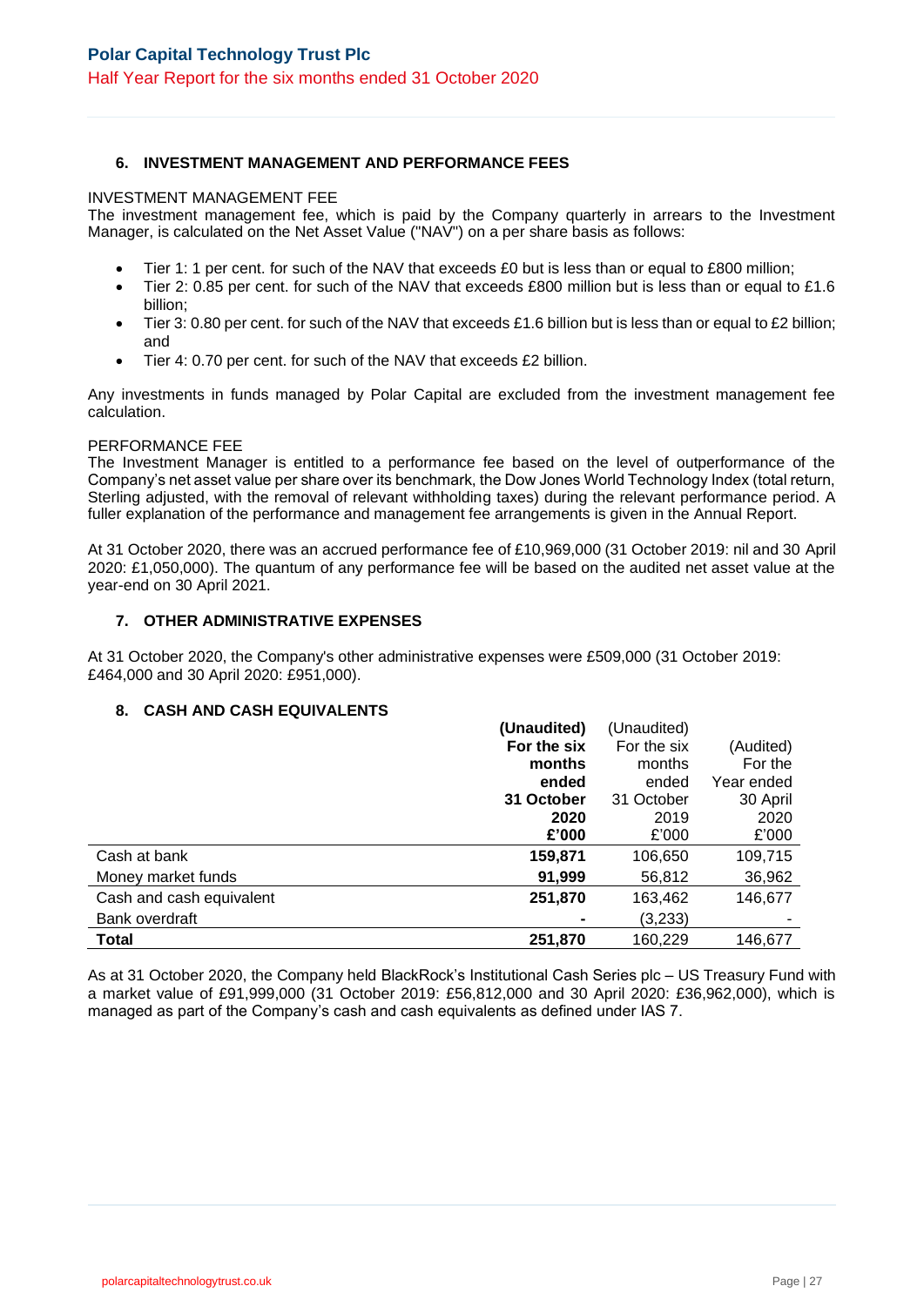### 6. INVESTMENT MANAGEMENT AND PERFORMANCE FEES

INVESTMENT MANAGEMENT FEE

The investment management fee, which is paid by the Company quarterly in arrears to the Investment Manager, is calculated on the Net Asset Value ("NAV") on a per share basis as follows:

- Tier 1: 1 per cent. for such of the NAV that exceeds £0 but is less than or equal to £800 million;
- Tier 2: 0.85 per cent. for such of the NAV that exceeds £800 million but is less than or equal to £1.6 billion;
- Tier 3: 0.80 per cent. for such of the NAV that exceeds £1.6 billion but is less than or equal to £2 billion; and
- Tier 4: 0.70 per cent. for such of the NAV that exceeds £2 billion.

Any investments in funds managed by Polar Capital are excluded from the investment management fee calculation.

PERFORMANCE FEE

The Investment Manager is entitled to a performance fee based on the level of outperformance of the Company's net asset value per share over its benchmark, the Dow Jones World Technology Index (total return, Sterling adjusted, with the removal of relevant withholding taxes) during the relevant performance period. A fuller explanation of the performance and management fee arrangements is given in the Annual Report.

At 31 October 2020, there was an accrued performance fee of £10,969,000 (31 October 2019: nil and 30 April 2020: £1,050,000). The quantum of any performance fee will be based on the audited net asset value at the year-end on 30 April 2021.

### 7. OTHER ADMINISTRATIVE EXPENSES

At 31 October 2020, the Company's other administrative expenses were £509,000 (31 October 2019: £464,000 and 30 April 2020: £951,000).

### 8. CASH AND CASH EQUIVALENTS

| | **(Unaudited) For the six months ended 31 October 2020 £'000** | (Unaudited) For the six months ended 31 October 2019 £'000 | (Audited) For the Year ended 30 April 2020 £'000 |
|---|---|---|---|
| Cash at bank | **159,871** | 106,650 | 109,715 |
| Money market funds | **91,999** | 56,812 | 36,962 |
| Cash and cash equivalent | **251,870** | 163,462 | 146,677 |
| Bank overdraft | **-** | (3,233) | - |
| **Total** | **251,870** | 160,229 | 146,677 |

As at 31 October 2020, the Company held BlackRock's Institutional Cash Series plc – US Treasury Fund with a market value of £91,999,000 (31 October 2019: £56,812,000 and 30 April 2020: £36,962,000), which is managed as part of the Company's cash and cash equivalents as defined under IAS 7.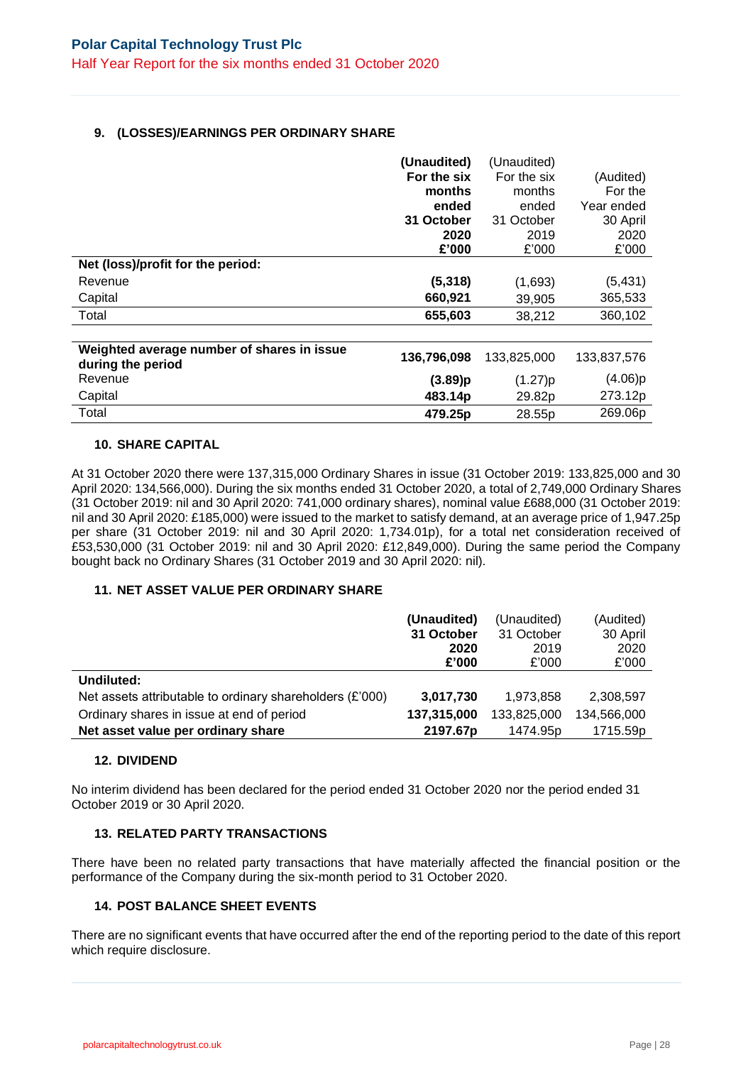## 9. (LOSSES)/EARNINGS PER ORDINARY SHARE

| | **(Unaudited) For the six months ended 31 October 2020 £'000** | (Unaudited) For the six months ended 31 October 2019 £'000 | (Audited) For the Year ended 30 April 2020 £'000 |
|---|---|---|---|
| **Net (loss)/profit for the period:** | | | |
| Revenue | **(5,318)** | (1,693) | (5,431) |
| Capital | **660,921** | 39,905 | 365,533 |
| Total | **655,603** | 38,212 | 360,102 |
| | | | |
| **Weighted average number of shares in issue during the period** | **136,796,098** | 133,825,000 | 133,837,576 |
| Revenue | **(3.89)p** | (1.27)p | (4.06)p |
| Capital | **483.14p** | 29.82p | 273.12p |
| Total | **479.25p** | 28.55p | 269.06p |

## 10. SHARE CAPITAL

At 31 October 2020 there were 137,315,000 Ordinary Shares in issue (31 October 2019: 133,825,000 and 30 April 2020: 134,566,000). During the six months ended 31 October 2020, a total of 2,749,000 Ordinary Shares (31 October 2019: nil and 30 April 2020: 741,000 ordinary shares), nominal value £688,000 (31 October 2019: nil and 30 April 2020: £185,000) were issued to the market to satisfy demand, at an average price of 1,947.25p per share (31 October 2019: nil and 30 April 2020: 1,734.01p), for a total net consideration received of £53,530,000 (31 October 2019: nil and 30 April 2020: £12,849,000). During the same period the Company bought back no Ordinary Shares (31 October 2019 and 30 April 2020: nil).

## 11. NET ASSET VALUE PER ORDINARY SHARE

| | **(Unaudited) 31 October 2020 £'000** | (Unaudited) 31 October 2019 £'000 | (Audited) 30 April 2020 £'000 |
|---|---|---|---|
| **Undiluted:** | | | |
| Net assets attributable to ordinary shareholders (£'000) | **3,017,730** | 1,973,858 | 2,308,597 |
| Ordinary shares in issue at end of period | **137,315,000** | 133,825,000 | 134,566,000 |
| **Net asset value per ordinary share** | **2197.67p** | 1474.95p | 1715.59p |

## 12. DIVIDEND

No interim dividend has been declared for the period ended 31 October 2020 nor the period ended 31 October 2019 or 30 April 2020.

## 13. RELATED PARTY TRANSACTIONS

There have been no related party transactions that have materially affected the financial position or the performance of the Company during the six-month period to 31 October 2020.

## 14. POST BALANCE SHEET EVENTS

There are no significant events that have occurred after the end of the reporting period to the date of this report which require disclosure.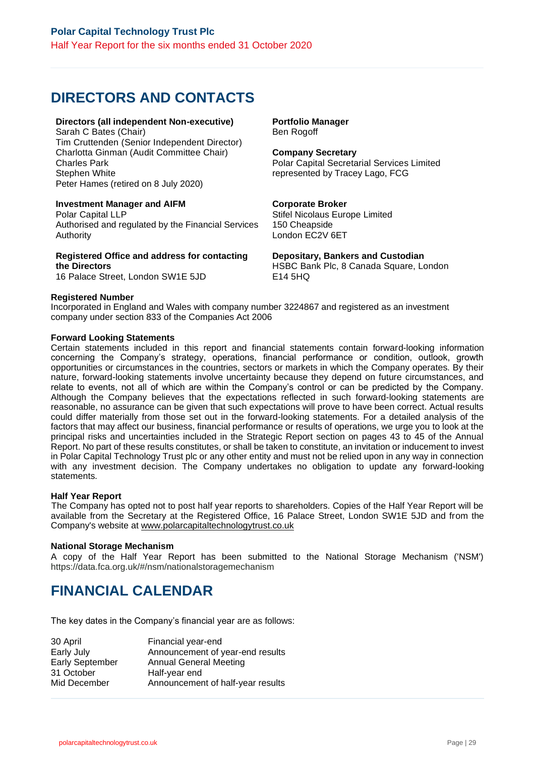# DIRECTORS AND CONTACTS

**Directors (all independent Non-executive)**
Sarah C Bates (Chair)
Tim Cruttenden (Senior Independent Director)
Charlotta Ginman (Audit Committee Chair)
Charles Park
Stephen White
Peter Hames (retired on 8 July 2020)

**Investment Manager and AIFM**
Polar Capital LLP
Authorised and regulated by the Financial Services Authority

**Registered Office and address for contacting the Directors**
16 Palace Street, London SW1E 5JD

**Portfolio Manager**
Ben Rogoff

**Company Secretary**
Polar Capital Secretarial Services Limited represented by Tracey Lago, FCG

**Corporate Broker**
Stifel Nicolaus Europe Limited
150 Cheapside
London EC2V 6ET

**Depositary, Bankers and Custodian**
HSBC Bank Plc, 8 Canada Square, London E14 5HQ

**Registered Number**
Incorporated in England and Wales with company number 3224867 and registered as an investment company under section 833 of the Companies Act 2006

**Forward Looking Statements**
Certain statements included in this report and financial statements contain forward-looking information concerning the Company's strategy, operations, financial performance or condition, outlook, growth opportunities or circumstances in the countries, sectors or markets in which the Company operates. By their nature, forward-looking statements involve uncertainty because they depend on future circumstances, and relate to events, not all of which are within the Company's control or can be predicted by the Company. Although the Company believes that the expectations reflected in such forward-looking statements are reasonable, no assurance can be given that such expectations will prove to have been correct. Actual results could differ materially from those set out in the forward-looking statements. For a detailed analysis of the factors that may affect our business, financial performance or results of operations, we urge you to look at the principal risks and uncertainties included in the Strategic Report section on pages 43 to 45 of the Annual Report. No part of these results constitutes, or shall be taken to constitute, an invitation or inducement to invest in Polar Capital Technology Trust plc or any other entity and must not be relied upon in any way in connection with any investment decision. The Company undertakes no obligation to update any forward-looking statements.

**Half Year Report**
The Company has opted not to post half year reports to shareholders. Copies of the Half Year Report will be available from the Secretary at the Registered Office, 16 Palace Street, London SW1E 5JD and from the Company's website at www.polarcapitaltechnologytrust.co.uk

**National Storage Mechanism**
A copy of the Half Year Report has been submitted to the National Storage Mechanism ('NSM') https://data.fca.org.uk/#/nsm/nationalstoragemechanism

# FINANCIAL CALENDAR

The key dates in the Company's financial year are as follows:

| | |
|---|---|
| 30 April | Financial year-end |
| Early July | Announcement of year-end results |
| Early September | Annual General Meeting |
| 31 October | Half-year end |
| Mid December | Announcement of half-year results |